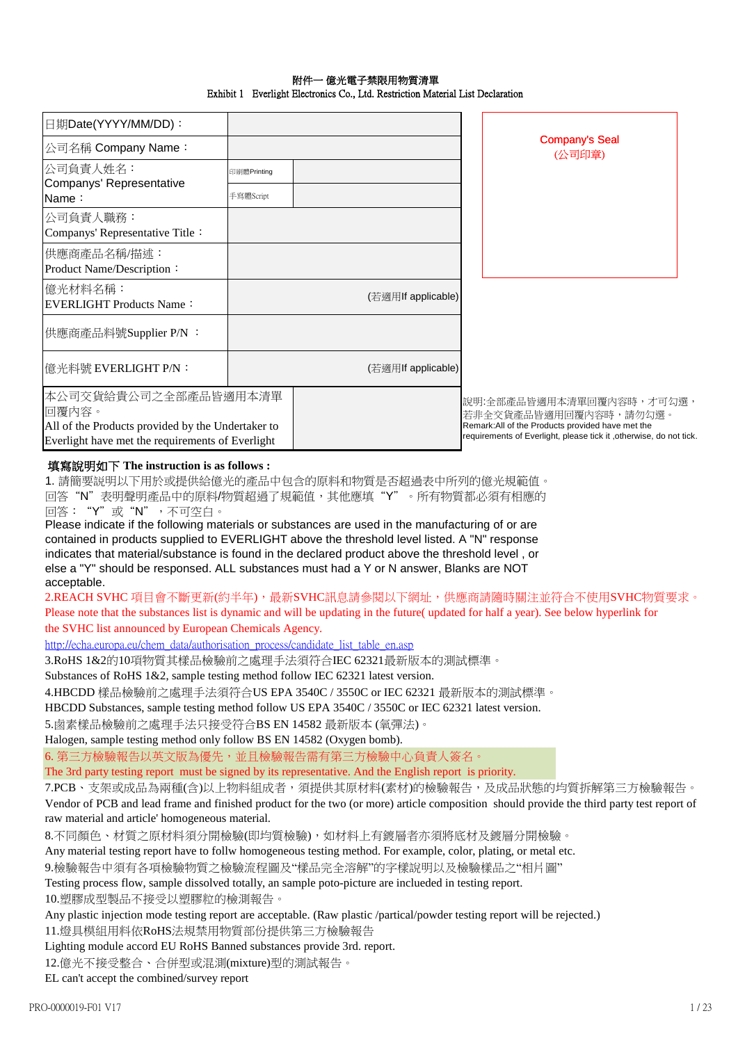附件一 億光電子禁限用物質清單

Exhibit 1 Everlight Electronics Co., Ltd. Restriction Material List Declaration

| 日期Date(YYYY/MM/DD)： | | |
|---|---|---|
| 公司名稱 Company Name： | | |
| 公司負責人姓名：<br>Companys' Representative Name： | 印刷體Printing | |
| | 手寫體Script | |
| 公司負責人職務：<br>Companys' Representative Title： | | |
| 供應商產品名稱/描述：<br>Product Name/Description： | | |
| 億光材料名稱：<br>EVERLIGHT Products Name： | (若適用If applicable) | |
| 供應商產品料號Supplier P/N ： | | |
| 億光料號 EVERLIGHT P/N： | (若適用If applicable) | |
| 本公司交貨給貴公司之全部產品皆適用本清單回覆內容。<br>All of the Products provided by the Undertaker to Everlight have met the requirements of Everlight | | |

Company's Seal
(公司印章)

說明:全部產品皆適用本清單回覆內容時，才可勾選，若非全交貨產品皆適用回覆內容時，請勿勾選。
Remark:All of the Products provided have met the requirements of Everlight, please tick it ,otherwise, do not tick.

**填寫說明如下 The instruction is as follows :**

1. 請簡要說明以下用於或提供給億光的產品中包含的原料和物質是否超過表中所列的億光規範值。回答"N"表明聲明產品中的原料/物質超過了規範值，其他應填"Y"。所有物質都必須有相應的回答："Y"或"N"，不可空白。
Please indicate if the following materials or substances are used in the manufacturing of or are contained in products supplied to EVERLIGHT above the threshold level listed. A "N" response indicates that material/substance is found in the declared product above the threshold level , or else a "Y" should be responsed. ALL substances must had a Y or N answer, Blanks are NOT acceptable.

2.REACH SVHC 項目會不斷更新(約半年)，最新SVHC訊息請參閱以下網址，供應商請隨時關注並符合不使用SVHC物質要求。
Please note that the substances list is dynamic and will be updating in the future( updated for half a year). See below hyperlink for the SVHC list announced by European Chemicals Agency.
http://echa.europa.eu/chem_data/authorisation_process/candidate_list_table_en.asp

3.RoHS 1&2的10項物質其樣品檢驗前之處理手法須符合IEC 62321最新版本的測試標準。
Substances of RoHS 1&2, sample testing method follow IEC 62321 latest version.

4.HBCDD 樣品檢驗前之處理手法須符合US EPA 3540C / 3550C or IEC 62321 最新版本的測試標準。
HBCDD Substances, sample testing method follow US EPA 3540C / 3550C or IEC 62321 latest version.

5.鹵素樣品檢驗前之處理手法只接受符合BS EN 14582 最新版本 (氧彈法)。
Halogen, sample testing method only follow BS EN 14582 (Oxygen bomb).

6. 第三方檢驗報告以英文版為優先，並且檢驗報告需有第三方檢驗中心負責人簽名。
The 3rd party testing report must be signed by its representative. And the English report is priority.

7.PCB、支架或成品為兩種(含)以上物料組成者，須提供其原材料(素材)的檢驗報告，及成品狀態的均質拆解第三方檢驗報告。
Vendor of PCB and lead frame and finished product for the two (or more) article composition should provide the third party test report of raw material and article' homogeneous material.

8.不同顏色、材質之原材料須分開檢驗(即均質檢驗)，如材料上有鍍層者亦須將底材及鍍層分開檢驗。
Any material testing report have to follw homogeneous testing method. For example, color, plating, or metal etc.

9.檢驗報告中須有各項檢驗物質之檢驗流程圖及"樣品完全溶解"的字樣說明以及檢驗樣品之"相片圖"
Testing process flow, sample dissolved totally, an sample poto-picture are inclueded in testing report.

10.塑膠成型製品不接受以塑膠粒的檢測報告。
Any plastic injection mode testing report are acceptable. (Raw plastic /partical/powder testing report will be rejected.)

11.燈具模組用料依RoHS法規禁用物質部份提供第三方檢驗報告
Lighting module accord EU RoHS Banned substances provide 3rd. report.

12.億光不接受整合、合併型或混測(mixture)型的測試報告。
EL can't accept the combined/survey report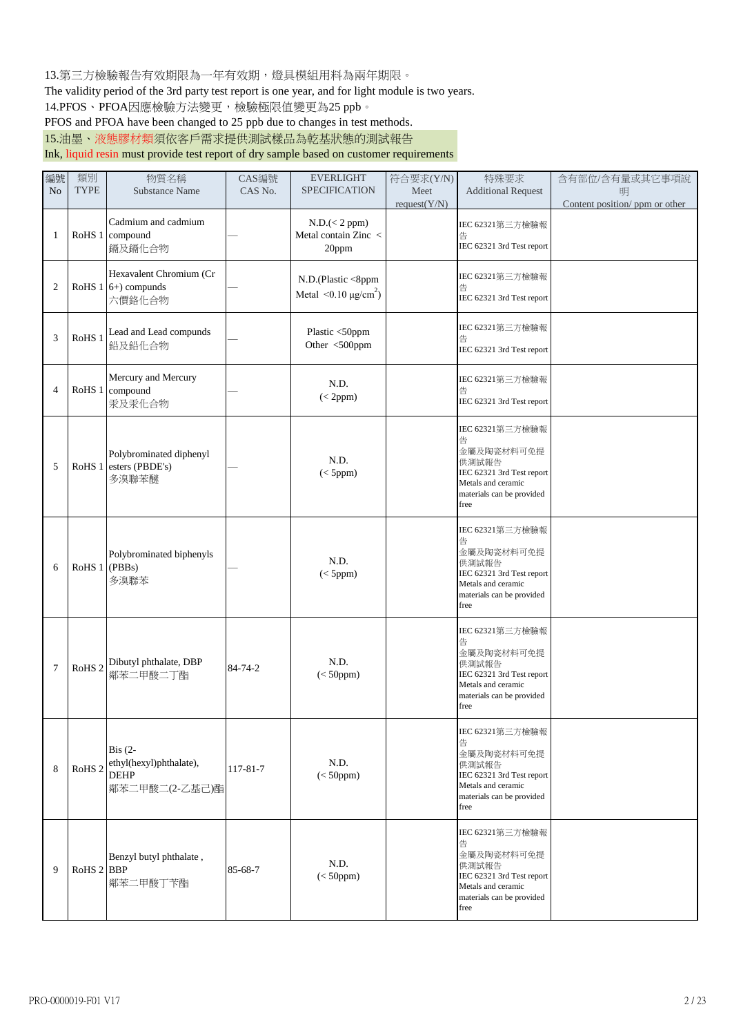13.第三方檢驗報告有效期限為一年有效期，燈具模組用料為兩年期限。
The validity period of the 3rd party test report is one year, and for light module is two years.
14.PFOS、PFOA因應檢驗方法變更，檢驗極限值變更為25 ppb。
PFOS and PFOA have been changed to 25 ppb due to changes in test methods.
15.油墨、液態膠材類須依客戶需求提供測試樣品為乾基狀態的測試報告
Ink, liquid resin must provide test report of dry sample based on customer requirements

| 編號 No | 類別 TYPE | 物質名稱 Substance Name | CAS編號 CAS No. | EVERLIGHT SPECIFICATION | 符合要求(Y/N) Meet request(Y/N) | 特殊要求 Additional Request | 含有部位/含有量或其它事項說明 Content position/ ppm or other |
|---|---|---|---|---|---|---|---|
| 1 | RoHS 1 | Cadmium and cadmium compound 鎘及鎘化合物 | — | N.D.(< 2 ppm) Metal contain Zinc < 20ppm | | IEC 62321第三方檢驗報告 IEC 62321 3rd Test report | |
| 2 | RoHS 1 | Hexavalent Chromium (Cr 6+) compunds 六價鉻化合物 | — | N.D.(Plastic <8ppm Metal <0.10 μg/cm$^2$) | | IEC 62321第三方檢驗報告 IEC 62321 3rd Test report | |
| 3 | RoHS 1 | Lead and Lead compunds 鉛及鉛化合物 | — | Plastic <50ppm Other <500ppm | | IEC 62321第三方檢驗報告 IEC 62321 3rd Test report | |
| 4 | RoHS 1 | Mercury and Mercury compound 汞及汞化合物 | — | N.D. (< 2ppm) | | IEC 62321第三方檢驗報告 IEC 62321 3rd Test report | |
| 5 | RoHS 1 | Polybrominated diphenyl esters (PBDE's) 多溴聯苯醚 | — | N.D. (< 5ppm) | | IEC 62321第三方檢驗報告 金屬及陶瓷材料可免提供測試報告 IEC 62321 3rd Test report Metals and ceramic materials can be provided free | |
| 6 | RoHS 1 | Polybrominated biphenyls (PBBs) 多溴聯苯 | — | N.D. (< 5ppm) | | IEC 62321第三方檢驗報告 金屬及陶瓷材料可免提供測試報告 IEC 62321 3rd Test report Metals and ceramic materials can be provided free | |
| 7 | RoHS 2 | Dibutyl phthalate, DBP 鄰苯二甲酸二丁酯 | 84-74-2 | N.D. (< 50ppm) | | IEC 62321第三方檢驗報告 金屬及陶瓷材料可免提供測試報告 IEC 62321 3rd Test report Metals and ceramic materials can be provided free | |
| 8 | RoHS 2 | Bis (2-ethyl(hexyl)phthalate), DEHP 鄰苯二甲酸二(2-乙基己)酯 | 117-81-7 | N.D. (< 50ppm) | | IEC 62321第三方檢驗報告 金屬及陶瓷材料可免提供測試報告 IEC 62321 3rd Test report Metals and ceramic materials can be provided free | |
| 9 | RoHS 2 | Benzyl butyl phthalate , BBP 鄰苯二甲酸丁苄酯 | 85-68-7 | N.D. (< 50ppm) | | IEC 62321第三方檢驗報告 金屬及陶瓷材料可免提供測試報告 IEC 62321 3rd Test report Metals and ceramic materials can be provided free | |

PRO-0000019-F01 V17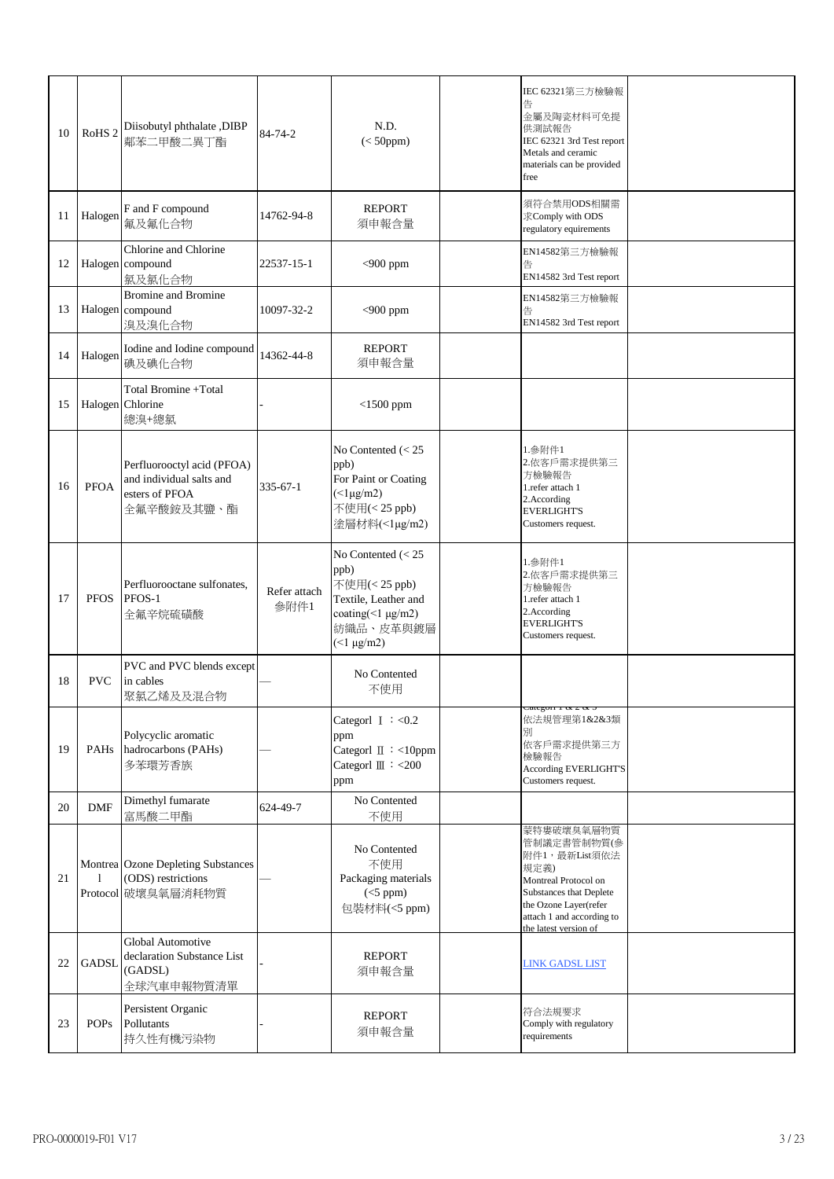| | | | | | | | |
|---|---|---|---|---|---|---|---|
| 10 | RoHS 2 | Diisobutyl phthalate ,DIBP 鄰苯二甲酸二異丁酯 | 84-74-2 | N.D. (< 50ppm) | | IEC 62321第三方檢驗報告 金屬及陶瓷材料可免提供測試報告 IEC 62321 3rd Test report Metals and ceramic materials can be provided free | |
| 11 | Halogen | F and F compound 氟及氟化合物 | 14762-94-8 | REPORT 須申報含量 | | 須符合禁用ODS相關需求Comply with ODS regulatory equirements | |
| 12 | Halogen | Chlorine and Chlorine compound 氯及氯化合物 | 22537-15-1 | <900 ppm | | EN14582第三方檢驗報告 EN14582 3rd Test report | |
| 13 | Halogen | Bromine and Bromine compound 溴及溴化合物 | 10097-32-2 | <900 ppm | | EN14582第三方檢驗報告 EN14582 3rd Test report | |
| 14 | Halogen | Iodine and Iodine compound 碘及碘化合物 | 14362-44-8 | REPORT 須申報含量 | | | |
| 15 | Halogen | Total Bromine +Total Chlorine 總溴+總氯 | - | <1500 ppm | | | |
| 16 | PFOA | Perfluorooctyl acid (PFOA) and individual salts and esters of PFOA 全氟辛酸銨及其鹽、酯 | 335-67-1 | No Contented (< 25 ppb) For Paint or Coating (<1μg/m2) 不使用(< 25 ppb) 塗層材料(<1μg/m2) | | 1.參附件1 2.依客戶需求提供第三方檢驗報告 1.refer attach 1 2.According EVERLIGHT'S Customers request. | |
| 17 | PFOS | Perfluorooctane sulfonates, PFOS-1 全氟辛烷硫磺酸 | Refer attach 參附件1 | No Contented (< 25 ppb) 不使用(< 25 ppb) Textile, Leather and coating(<1 μg/m2) 紡織品、皮革與鍍層(<1 μg/m2) | | 1.參附件1 2.依客戶需求提供第三方檢驗報告 1.refer attach 1 2.According EVERLIGHT'S Customers request. | |
| 18 | PVC | PVC and PVC blends except in cables 聚氯乙烯及其混合物 | — | No Contented 不使用 | | | |
| 19 | PAHs | Polycyclic aromatic hadrocarbons (PAHs) 多苯環芳香族 | — | Categorl Ⅰ：<0.2 ppm Categorl Ⅱ：<10ppm Categorl Ⅲ：<200 ppm | | Category 1 & 2 & 3 依法規管理第1&2&3類別 依客戶需求提供第三方檢驗報告 According EVERLIGHT'S Customers request. | |
| 20 | DMF | Dimethyl fumarate 富馬酸二甲酯 | 624-49-7 | No Contented 不使用 | | | |
| 21 | Montreal Protocol | Ozone Depleting Substances (ODS) restrictions 破壞臭氧層消耗物質 | — | No Contented 不使用 Packaging materials (<5 ppm) 包裝材料(<5 ppm) | | 蒙特婁破壞臭氧層物質管制議定書管制物質(參附件1，最新List須依法規定義) Montreal Protocol on Substances that Deplete the Ozone Layer(refer attach 1 and according to the latest version of | |
| 22 | GADSL | Global Automotive declaration Substance List (GADSL) 全球汽車申報物質清單 | - | REPORT 須申報含量 | | LINK GADSL LIST | |
| 23 | POPs | Persistent Organic Pollutants 持久性有機污染物 | - | REPORT 須申報含量 | | 符合法規要求 Comply with regulatory requirements | |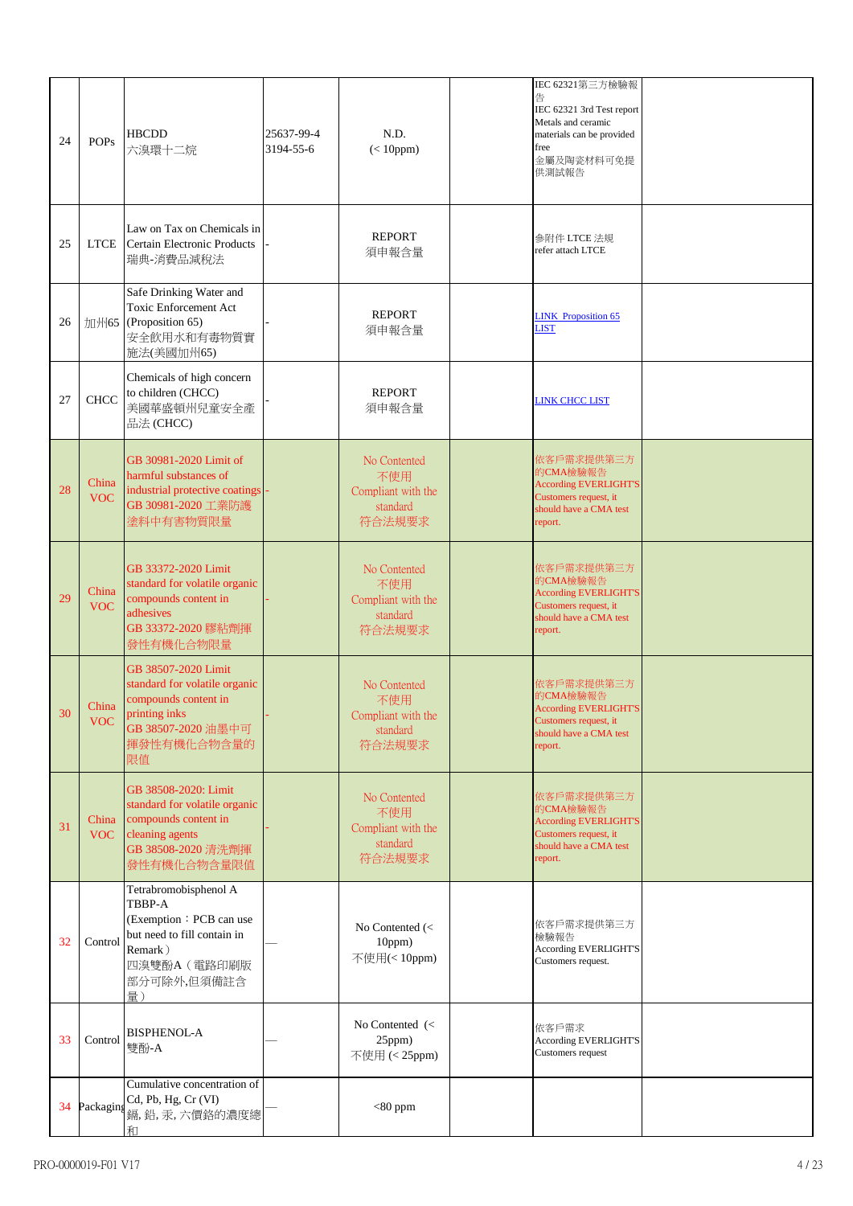| 24 | POPs | HBCDD<br>六溴環十二烷 | 25637-99-4<br>3194-55-6 | N.D.<br>(< 10ppm) | | IEC 62321第三方檢驗報告<br>IEC 62321 3rd Test report<br>Metals and ceramic materials can be provided free<br>金屬及陶瓷材料可免提供測試報告 | |
|---|---|---|---|---|---|---|---|
| 25 | LTCE | Law on Tax on Chemicals in Certain Electronic Products<br>瑞典-消費品減稅法 | - | REPORT<br>須申報含量 | | 參附件 LTCE 法規<br>refer attach LTCE | |
| 26 | 加州65 | Safe Drinking Water and Toxic Enforcement Act (Proposition 65)<br>安全飲用水和有毒物質實施法(美國加州65) | - | REPORT<br>須申報含量 | | LINK Proposition 65 LIST | |
| 27 | CHCC | Chemicals of high concern to children (CHCC)<br>美國華盛頓州兒童安全產品法 (CHCC) | - | REPORT<br>須申報含量 | | LINK CHCC LIST | |
| 28 | China VOC | GB 30981-2020 Limit of harmful substances of industrial protective coatings<br>GB 30981-2020 工業防護塗料中有害物質限量 | - | No Contented<br>不使用<br>Compliant with the standard<br>符合法規要求 | | 依客戶需求提供第三方的CMA檢驗報告<br>According EVERLIGHT'S Customers request, it should have a CMA test report. | |
| 29 | China VOC | GB 33372-2020 Limit standard for volatile organic compounds content in adhesives<br>GB 33372-2020 膠粘劑揮發性有機化合物限量 | - | No Contented<br>不使用<br>Compliant with the standard<br>符合法規要求 | | 依客戶需求提供第三方的CMA檢驗報告<br>According EVERLIGHT'S Customers request, it should have a CMA test report. | |
| 30 | China VOC | GB 38507-2020 Limit standard for volatile organic compounds content in printing inks<br>GB 38507-2020 油墨中可揮發性有機化合物含量的限值 | - | No Contented<br>不使用<br>Compliant with the standard<br>符合法規要求 | | 依客戶需求提供第三方的CMA檢驗報告<br>According EVERLIGHT'S Customers request, it should have a CMA test report. | |
| 31 | China VOC | GB 38508-2020: Limit standard for volatile organic compounds content in cleaning agents<br>GB 38508-2020 清洗劑揮發性有機化合物含量限值 | - | No Contented<br>不使用<br>Compliant with the standard<br>符合法規要求 | | 依客戶需求提供第三方的CMA檢驗報告<br>According EVERLIGHT'S Customers request, it should have a CMA test report. | |
| 32 | Control | Tetrabromobisphenol A TBBP-A<br>(Exemption：PCB can use but need to fill contain in Remark）<br>四溴雙酚A（電路印刷版部分可除外,但須備註含量） | — | No Contented (< 10ppm)<br>不使用(< 10ppm) | | 依客戶需求提供第三方檢驗報告<br>According EVERLIGHT'S Customers request. | |
| 33 | Control | BISPHENOL-A<br>雙酚-A | — | No Contented (< 25ppm)<br>不使用 (< 25ppm) | | 依客戶需求<br>According EVERLIGHT'S Customers request | |
| 34 | Packaging | Cumulative concentration of Cd, Pb, Hg, Cr (VI)<br>鎘, 鉛, 汞, 六價鉻的濃度總和 | — | <80 ppm | | | |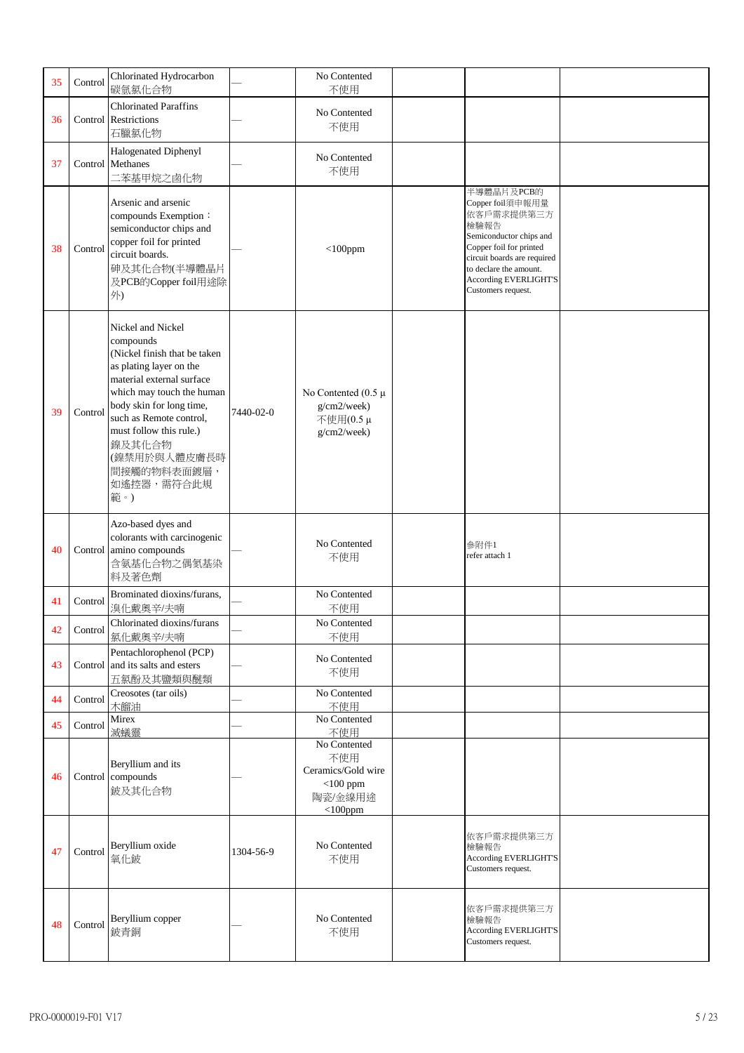| 35 | Control | Chlorinated Hydrocarbon<br>碳氫氯化合物 | — | No Contented<br>不使用 | | | |
|---|---|---|---|---|---|---|---|
| 36 | Control | Chlorinated Paraffins Restrictions<br>石臘氯化物 | — | No Contented<br>不使用 | | | |
| 37 | Control | Halogenated Diphenyl Methanes<br>二苯基甲烷之鹵化物 | — | No Contented<br>不使用 | | | |
| 38 | Control | Arsenic and arsenic compounds Exemption： semiconductor chips and copper foil for printed circuit boards.<br>砷及其化合物(半導體晶片及PCB的Copper foil用途除外) | — | <100ppm | | 半導體晶片及PCB的Copper foil須申報用量<br>依客戶需求提供第三方檢驗報告<br>Semiconductor chips and Copper foil for printed circuit boards are required to declare the amount.<br>According EVERLIGHT'S Customers request. | |
| 39 | Control | Nickel and Nickel compounds<br>(Nickel finish that be taken as plating layer on the material external surface which may touch the human body skin for long time, such as Remote control, must follow this rule.)<br>鎳及其化合物<br>(鎳禁用於與人體皮膚長時間接觸的物料表面鍍層，如遙控器，需符合此規範。) | 7440-02-0 | No Contented (0.5 µ g/cm2/week)<br>不使用(0.5 µ g/cm2/week) | | | |
| 40 | Control | Azo-based dyes and colorants with carcinogenic amino compounds<br>含氨基化合物之偶氮基染料及著色劑 | — | No Contented<br>不使用 | | 參附件1<br>refer attach 1 | |
| 41 | Control | Brominated dioxins/furans,<br>溴化戴奧辛/夫喃 | — | No Contented<br>不使用 | | | |
| 42 | Control | Chlorinated dioxins/furans<br>氯化戴奧辛/夫喃 | — | No Contented<br>不使用 | | | |
| 43 | Control | Pentachlorophenol (PCP) and its salts and esters<br>五氯酚及其鹽類與醚類 | — | No Contented<br>不使用 | | | |
| 44 | Control | Creosotes (tar oils)<br>木餾油 | — | No Contented<br>不使用 | | | |
| 45 | Control | Mirex<br>滅蟻靈 | — | No Contented<br>不使用 | | | |
| 46 | Control | Beryllium and its compounds<br>鈹及其化合物 | — | No Contented<br>不使用<br>Ceramics/Gold wire <100 ppm<br>陶瓷/金線用途 <100ppm | | | |
| 47 | Control | Beryllium oxide<br>氧化鈹 | 1304-56-9 | No Contented<br>不使用 | | 依客戶需求提供第三方檢驗報告<br>According EVERLIGHT'S Customers request. | |
| 48 | Control | Beryllium copper<br>鈹青銅 | — | No Contented<br>不使用 | | 依客戶需求提供第三方檢驗報告<br>According EVERLIGHT'S Customers request. | |

PRO-0000019-F01 V17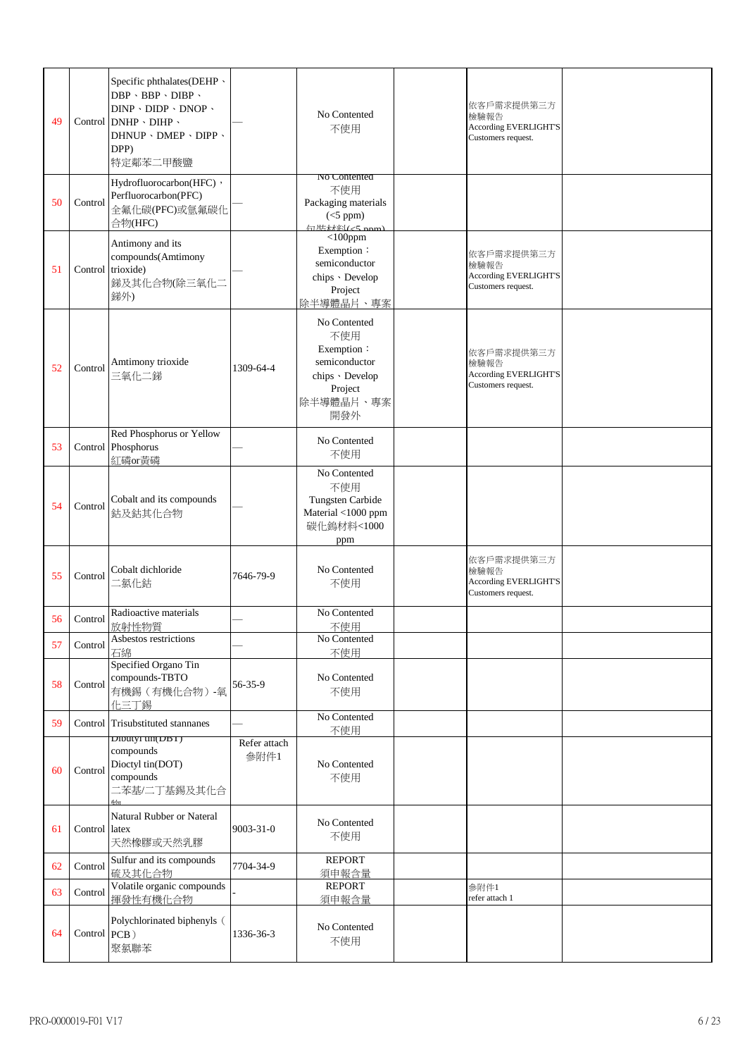| 49 | Control | Specific phthalates(DEHP、DBP、BBP、DIBP、DINP、DIDP、DNOP、DNHP、DIHP、DHNUP、DMEP、DIPP、DPP)<br>特定鄰苯二甲酸鹽 | — | No Contented<br>不使用 | | 依客戶需求提供第三方檢驗報告<br>According EVERLIGHT'S Customers request. | |
|---|---|---|---|---|---|---|---|
| 50 | Control | Hydrofluorocarbon(HFC)，Perfluorocarbon(PFC)<br>全氟化碳(PFC)或氫氟碳化合物(HFC) | — | No Contented<br>不使用<br>Packaging materials (<5 ppm)<br>包裝材料(<5 ppm) | | | |
| 51 | Control | Antimony and its compounds(Amtimony trioxide)<br>銻及其化合物(除三氧化二銻外) | — | <100ppm<br>Exemption：semiconductor chips、Develop Project<br>除半導體晶片、專案 | | 依客戶需求提供第三方檢驗報告<br>According EVERLIGHT'S Customers request. | |
| 52 | Control | Amtimony trioxide<br>三氧化二銻 | 1309-64-4 | No Contented<br>不使用<br>Exemption：semiconductor chips、Develop Project<br>除半導體晶片、專案開發外 | | 依客戶需求提供第三方檢驗報告<br>According EVERLIGHT'S Customers request. | |
| 53 | Control | Red Phosphorus or Yellow Phosphorus<br>紅磷or黃磷 | — | No Contented<br>不使用 | | | |
| 54 | Control | Cobalt and its compounds<br>鈷及鈷其化合物 | — | No Contented<br>不使用<br>Tungsten Carbide Material <1000 ppm<br>碳化鎢材料<1000 ppm | | | |
| 55 | Control | Cobalt dichloride<br>二氯化鈷 | 7646-79-9 | No Contented<br>不使用 | | 依客戶需求提供第三方檢驗報告<br>According EVERLIGHT'S Customers request. | |
| 56 | Control | Radioactive materials<br>放射性物質 | — | No Contented<br>不使用 | | | |
| 57 | Control | Asbestos restrictions<br>石綿 | — | No Contented<br>不使用 | | | |
| 58 | Control | Specified Organo Tin compounds-TBTO<br>有機錫（有機化合物）-氧化三丁錫 | 56-35-9 | No Contented<br>不使用 | | | |
| 59 | Control | Trisubstituted stannanes | — | No Contented<br>不使用 | | | |
| 60 | Control | Dibutyl tin(DBT) compounds<br>Dioctyl tin(DOT) compounds<br>二苯基/二丁基錫及其化合物 | Refer attach<br>參附件1 | No Contented<br>不使用 | | | |
| 61 | Control | Natural Rubber or Nateral latex<br>天然橡膠或天然乳膠 | 9003-31-0 | No Contented<br>不使用 | | | |
| 62 | Control | Sulfur and its compounds<br>硫及其化合物 | 7704-34-9 | REPORT<br>須申報含量 | | | |
| 63 | Control | Volatile organic compounds<br>揮發性有機化合物 | - | REPORT<br>須申報含量 | | 參附件1<br>refer attach 1 | |
| 64 | Control | Polychlorinated biphenyls（PCB）<br>聚氯聯苯 | 1336-36-3 | No Contented<br>不使用 | | | |

PRO-0000019-F01 V17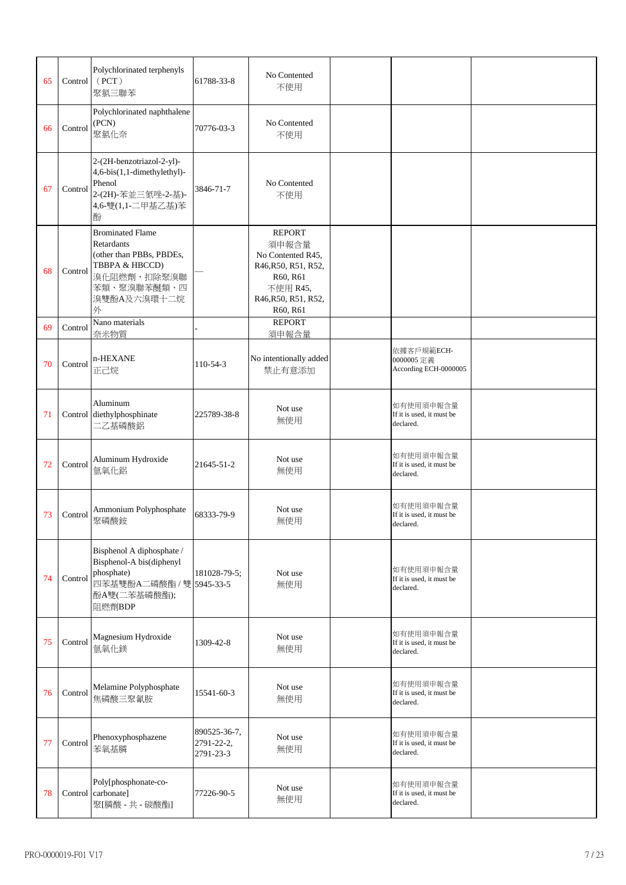| 65 | Control | Polychlorinated terphenyls（PCT）<br>聚氯三聯苯 | 61788-33-8 | No Contented<br>不使用 | | | |
|---|---|---|---|---|---|---|---|
| 66 | Control | Polychlorinated naphthalene (PCN)<br>聚氯化奈 | 70776-03-3 | No Contented<br>不使用 | | | |
| 67 | Control | 2-(2H-benzotriazol-2-yl)-4,6-bis(1,1-dimethylethyl)-Phenol<br>2-(2H)-苯並三氮唑-2-基)-4,6-雙(1,1-二甲基乙基)苯酚 | 3846-71-7 | No Contented<br>不使用 | | | |
| 68 | Control | Brominated Flame Retardants<br>(other than PBBs, PBDEs, TBBPA & HBCCD)<br>溴化阻燃劑，扣除聚溴聯苯類、聚溴聯苯醚類、四溴雙酚A及六溴環十二烷外 | — | REPORT<br>須申報含量<br>No Contented R45, R46,R50, R51, R52, R60, R61<br>不使用 R45, R46,R50, R51, R52, R60, R61 | | | |
| 69 | Control | Nano materials<br>奈米物質 | - | REPORT<br>須申報含量 | | | |
| 70 | Control | n-HEXANE<br>正已烷 | 110-54-3 | No intentionally added<br>禁止有意添加 | | 依據客戶規範ECH-0000005 定義<br>According ECH-0000005 | |
| 71 | Control | Aluminum diethylphosphinate<br>二乙基磷酸鋁 | 225789-38-8 | Not use<br>無使用 | | 如有使用須申報含量<br>If it is used, it must be declared. | |
| 72 | Control | Aluminum Hydroxide<br>氫氧化鋁 | 21645-51-2 | Not use<br>無使用 | | 如有使用須申報含量<br>If it is used, it must be declared. | |
| 73 | Control | Ammonium Polyphosphate<br>聚磷酸銨 | 68333-79-9 | Not use<br>無使用 | | 如有使用須申報含量<br>If it is used, it must be declared. | |
| 74 | Control | Bisphenol A diphosphate / Bisphenol-A bis(diphenyl phosphate)<br>四苯基雙酚A二磷酸酯 / 雙酚A雙(二苯基磷酸酯); 阻燃劑BDP | 181028-79-5; 5945-33-5 | Not use<br>無使用 | | 如有使用須申報含量<br>If it is used, it must be declared. | |
| 75 | Control | Magnesium Hydroxide<br>氫氧化鎂 | 1309-42-8 | Not use<br>無使用 | | 如有使用須申報含量<br>If it is used, it must be declared. | |
| 76 | Control | Melamine Polyphosphate<br>焦磷酸三聚氰胺 | 15541-60-3 | Not use<br>無使用 | | 如有使用須申報含量<br>If it is used, it must be declared. | |
| 77 | Control | Phenoxyphosphazene<br>苯氧基膦 | 890525-36-7, 2791-22-2, 2791-23-3 | Not use<br>無使用 | | 如有使用須申報含量<br>If it is used, it must be declared. | |
| 78 | Control | Poly[phosphonate-co-carbonate]<br>聚[膦酸 - 共 - 碳酸酯] | 77226-90-5 | Not use<br>無使用 | | 如有使用須申報含量<br>If it is used, it must be declared. | |

PRO-0000019-F01 V17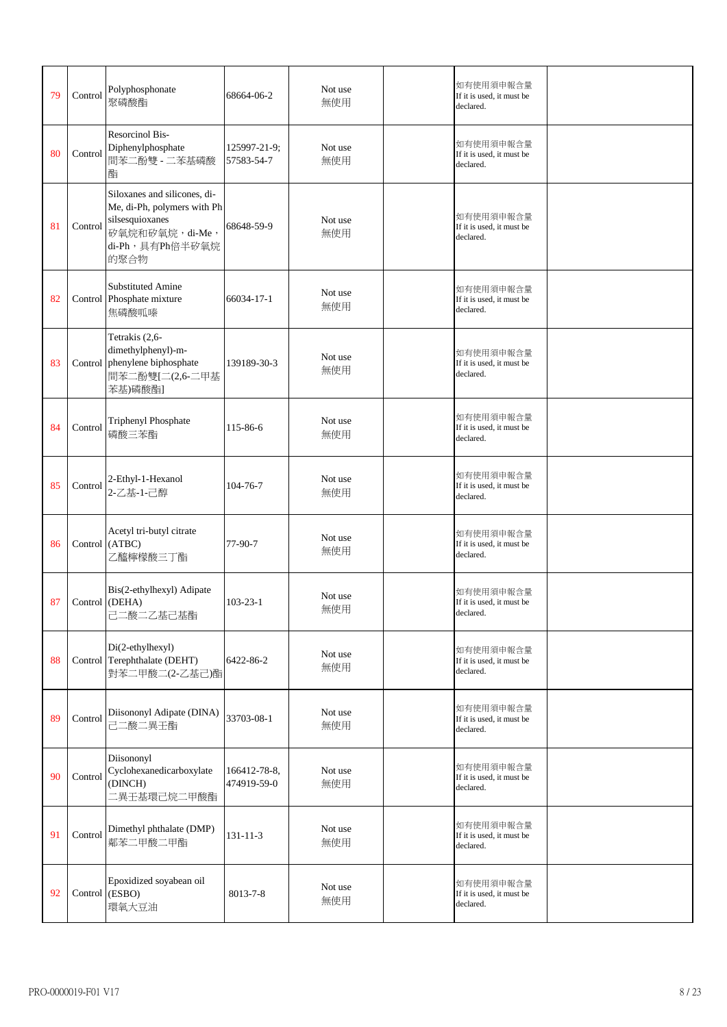| | | | | | | | |
|---|---|---|---|---|---|---|---|
| 79 | Control | Polyphosphonate<br>聚磷酸酯 | 68664-06-2 | Not use<br>無使用 | | 如有使用須申報含量<br>If it is used, it must be declared. | |
| 80 | Control | Resorcinol Bis-Diphenylphosphate<br>間苯二酚雙 - 二苯基磷酸酯 | 125997-21-9;<br>57583-54-7 | Not use<br>無使用 | | 如有使用須申報含量<br>If it is used, it must be declared. | |
| 81 | Control | Siloxanes and silicones, di-Me, di-Ph, polymers with Ph silsesquioxanes<br>矽氧烷和矽氧烷，di-Me，di-Ph，具有Ph倍半矽氧烷的聚合物 | 68648-59-9 | Not use<br>無使用 | | 如有使用須申報含量<br>If it is used, it must be declared. | |
| 82 | Control | Substituted Amine Phosphate mixture<br>焦磷酸呱嗪 | 66034-17-1 | Not use<br>無使用 | | 如有使用須申報含量<br>If it is used, it must be declared. | |
| 83 | Control | Tetrakis (2,6-dimethylphenyl)-m-phenylene biphosphate<br>間苯二酚雙[二(2,6-二甲基苯基)磷酸酯] | 139189-30-3 | Not use<br>無使用 | | 如有使用須申報含量<br>If it is used, it must be declared. | |
| 84 | Control | Triphenyl Phosphate<br>磷酸三苯酯 | 115-86-6 | Not use<br>無使用 | | 如有使用須申報含量<br>If it is used, it must be declared. | |
| 85 | Control | 2-Ethyl-1-Hexanol<br>2-乙基-1-已醇 | 104-76-7 | Not use<br>無使用 | | 如有使用須申報含量<br>If it is used, it must be declared. | |
| 86 | Control | Acetyl tri-butyl citrate (ATBC)<br>乙醯檸檬酸三丁酯 | 77-90-7 | Not use<br>無使用 | | 如有使用須申報含量<br>If it is used, it must be declared. | |
| 87 | Control | Bis(2-ethylhexyl) Adipate (DEHA)<br>己二酸二乙基己基酯 | 103-23-1 | Not use<br>無使用 | | 如有使用須申報含量<br>If it is used, it must be declared. | |
| 88 | Control | Di(2-ethylhexyl) Terephthalate (DEHT)<br>對苯二甲酸二(2-乙基己)酯 | 6422-86-2 | Not use<br>無使用 | | 如有使用須申報含量<br>If it is used, it must be declared. | |
| 89 | Control | Diisononyl Adipate (DINA)<br>己二酸二異壬酯 | 33703-08-1 | Not use<br>無使用 | | 如有使用須申報含量<br>If it is used, it must be declared. | |
| 90 | Control | Diisononyl Cyclohexanedicarboxylate (DINCH)<br>二異壬基環己烷二甲酸酯 | 166412-78-8,<br>474919-59-0 | Not use<br>無使用 | | 如有使用須申報含量<br>If it is used, it must be declared. | |
| 91 | Control | Dimethyl phthalate (DMP)<br>鄰苯二甲酸二甲酯 | 131-11-3 | Not use<br>無使用 | | 如有使用須申報含量<br>If it is used, it must be declared. | |
| 92 | Control | Epoxidized soyabean oil (ESBO)<br>環氧大豆油 | 8013-7-8 | Not use<br>無使用 | | 如有使用須申報含量<br>If it is used, it must be declared. | |

PRO-0000019-F01 V17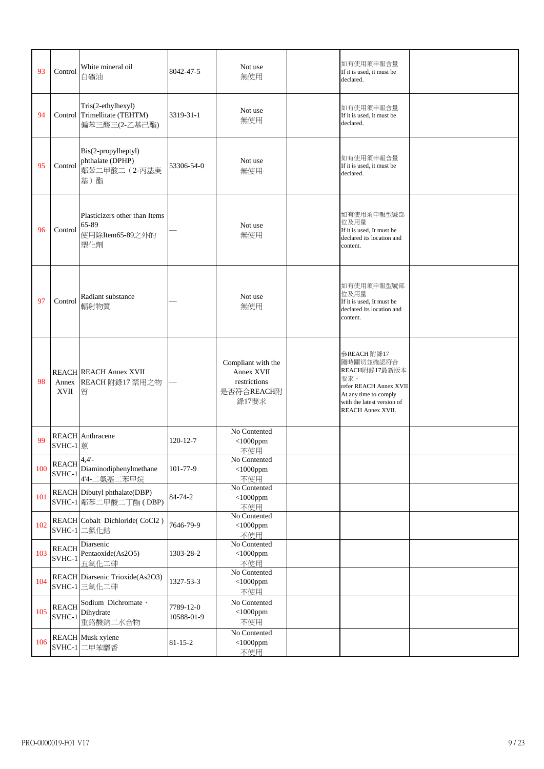| 93 | Control | White mineral oil<br>白礦油 | 8042-47-5 | Not use<br>無使用 | | 如有使用須申報含量<br>If it is used, it must be declared. | |
|---|---|---|---|---|---|---|---|
| 94 | Control | Tris(2-ethylhexyl) Trimellitate (TEHTM)<br>偏苯三酸三(2-乙基己酯) | 3319-31-1 | Not use<br>無使用 | | 如有使用須申報含量<br>If it is used, it must be declared. | |
| 95 | Control | Bis(2-propylheptyl) phthalate (DPHP)<br>鄰苯二甲酸二（2-丙基庚基）酯 | 53306-54-0 | Not use<br>無使用 | | 如有使用須申報含量<br>If it is used, it must be declared. | |
| 96 | Control | Plasticizers other than Items 65-89<br>使用除Item65-89之外的塑化劑 | — | Not use<br>無使用 | | 如有使用須申報型號部位及用量<br>If it is used, It must be declared its location and content. | |
| 97 | Control | Radiant substance<br>輻射物質 | — | Not use<br>無使用 | | 如有使用須申報型號部位及用量<br>If it is used, It must be declared its location and content. | |
| 98 | REACH Annex XVII | REACH Annex XVII<br>REACH 附錄17 禁用之物質 | — | Compliant with the Annex XVII restrictions<br>是否符合REACH附錄17要求 | | 參REACH 附錄17<br>隨時關切並確認符合REACH附錄17最新版本要求。<br>refer REACH Annex XVII At any time to comply with the latest version of REACH Annex XVII. | |
| 99 | REACH SVHC-1 | Anthracene<br>蒽 | 120-12-7 | No Contented<br><1000ppm<br>不使用 | | | |
| 100 | REACH SVHC-1 | 4,4'-Diaminodiphenylmethane<br>4'4-二氨基二苯甲烷 | 101-77-9 | No Contented<br><1000ppm<br>不使用 | | | |
| 101 | REACH SVHC-1 | Dibutyl phthalate(DBP)<br>鄰苯二甲酸二丁酯 ( DBP) | 84-74-2 | No Contented<br><1000ppm<br>不使用 | | | |
| 102 | REACH SVHC-1 | Cobalt Dichloride( $CoCl_2$ )<br>二氯化鈷 | 7646-79-9 | No Contented<br><1000ppm<br>不使用 | | | |
| 103 | REACH SVHC-1 | Diarsenic Pentaoxide($As_2O_5$)<br>五氧化二砷 | 1303-28-2 | No Contented<br><1000ppm<br>不使用 | | | |
| 104 | REACH SVHC-1 | Diarsenic Trioxide($As_2O_3$)<br>三氧化二砷 | 1327-53-3 | No Contented<br><1000ppm<br>不使用 | | | |
| 105 | REACH SVHC-1 | Sodium Dichromate，Dihydrate<br>重鉻酸鈉二水合物 | 7789-12-0<br>10588-01-9 | No Contented<br><1000ppm<br>不使用 | | | |
| 106 | REACH SVHC-1 | Musk xylene<br>二甲苯麝香 | 81-15-2 | No Contented<br><1000ppm<br>不使用 | | | |

PRO-0000019-F01 V17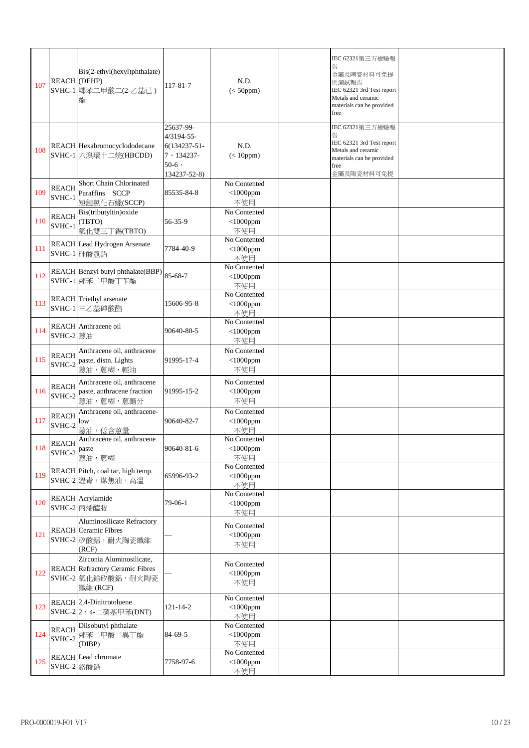| | | | | | | | |
|---|---|---|---|---|---|---|---|
| 107 | REACH SVHC-1 | Bis(2-ethyl(hexyl)phthalate) (DEHP) 鄰苯二甲酸二(2-乙基已)酯 | 117-81-7 | N.D. (< 50ppm) | | IEC 62321第三方檢驗報告 金屬及陶瓷材料可免提供測試報告 IEC 62321 3rd Test report Metals and ceramic materials can be provided free | |
| 108 | REACH SVHC-1 | Hexabromocyclododecane 六溴環十二烷(HBCDD) | 25637-99-4/3194-55-6(134237-51-7、134237-50-6、134237-52-8) | N.D. (< 10ppm) | | IEC 62321第三方檢驗報告 IEC 62321 3rd Test report Metals and ceramic materials can be provided free 金屬及陶瓷材料可免提 | |
| 109 | REACH SVHC-1 | Short Chain Chlorinated Paraffins SCCP 短鏈氯化石蠟(SCCP) | 85535-84-8 | No Contented <1000ppm 不使用 | | | |
| 110 | REACH SVHC-1 | Bis(tributyltin)oxide (TBTO) 氧化雙三丁錫(TBTO) | 56-35-9 | No Contented <1000ppm 不使用 | | | |
| 111 | REACH SVHC-1 | Lead Hydrogen Arsenate 砷酸氫鉛 | 7784-40-9 | No Contented <1000ppm 不使用 | | | |
| 112 | REACH SVHC-1 | Benzyl butyl phthalate(BBP) 鄰苯二甲酸丁苄酯 | 85-68-7 | No Contented <1000ppm 不使用 | | | |
| 113 | REACH SVHC-1 | Triethyl arsenate 三乙基砷酸酯 | 15606-95-8 | No Contented <1000ppm 不使用 | | | |
| 114 | REACH SVHC-2 | Anthracene oil 蒽油 | 90640-80-5 | No Contented <1000ppm 不使用 | | | |
| 115 | REACH SVHC-2 | Anthracene oil, anthracene paste, distn. Lights 蒽油，蒽糊，輕油 | 91995-17-4 | No Contented <1000ppm 不使用 | | | |
| 116 | REACH SVHC-2 | Anthracene oil, anthracene paste, anthracene fraction 蒽油，蒽糊，蒽餾分 | 91995-15-2 | No Contented <1000ppm 不使用 | | | |
| 117 | REACH SVHC-2 | Anthracene oil, anthracene-low 蒽油，低含蒽量 | 90640-82-7 | No Contented <1000ppm 不使用 | | | |
| 118 | REACH SVHC-2 | Anthracene oil, anthracene paste 蒽油，蒽糊 | 90640-81-6 | No Contented <1000ppm 不使用 | | | |
| 119 | REACH SVHC-2 | Pitch, coal tar, high temp. 瀝青，煤焦油，高溫 | 65996-93-2 | No Contented <1000ppm 不使用 | | | |
| 120 | REACH SVHC-2 | Acrylamide 丙烯醯胺 | 79-06-1 | No Contented <1000ppm 不使用 | | | |
| 121 | REACH SVHC-2 | Aluminosilicate Refractory Ceramic Fibres 矽酸鋁，耐火陶瓷纖維(RCF) | — | No Contented <1000ppm 不使用 | | | |
| 122 | REACH SVHC-2 | Zirconia Aluminosilicate, Refractory Ceramic Fibres 氧化鋯矽酸鋁，耐火陶瓷纖維 (RCF) | — | No Contented <1000ppm 不使用 | | | |
| 123 | REACH SVHC-2 | 2,4-Dinitrotoluene 2，4-二硝基甲苯(DNT) | 121-14-2 | No Contented <1000ppm 不使用 | | | |
| 124 | REACH SVHC-2 | Diisobutyl phthalate 鄰苯二甲酸二異丁酯 (DIBP) | 84-69-5 | No Contented <1000ppm 不使用 | | | |
| 125 | REACH SVHC-2 | Lead chromate 鉻酸鉛 | 7758-97-6 | No Contented <1000ppm 不使用 | | | |

PRO-0000019-F01 V17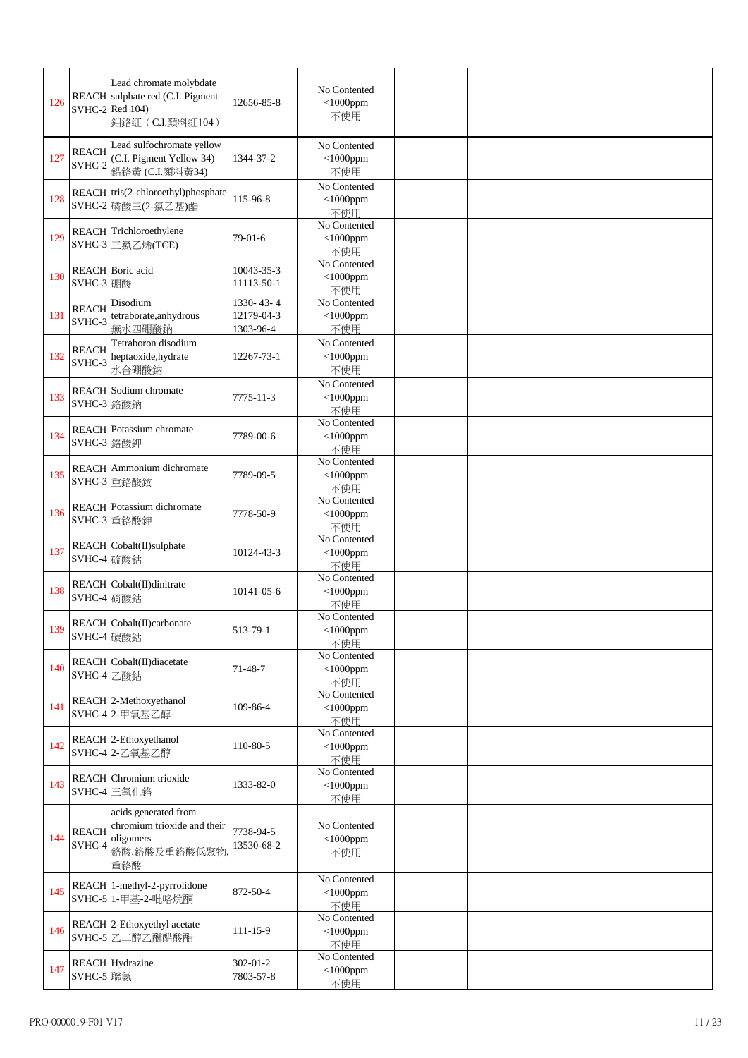| | | | | | | | |
|---|---|---|---|---|---|---|---|
| 126 | REACH SVHC-2 | Lead chromate molybdate sulphate red (C.I. Pigment Red 104) 鉬鉻紅（C.I.顏料紅104） | 12656-85-8 | No Contented <1000ppm 不使用 | | | |
| 127 | REACH SVHC-2 | Lead sulfochromate yellow (C.I. Pigment Yellow 34) 鉛鉻黃 (C.I.顏料黃34) | 1344-37-2 | No Contented <1000ppm 不使用 | | | |
| 128 | REACH SVHC-2 | tris(2-chloroethyl)phosphate 磷酸三(2-氯乙基)酯 | 115-96-8 | No Contented <1000ppm 不使用 | | | |
| 129 | REACH SVHC-3 | Trichloroethylene 三氯乙烯(TCE) | 79-01-6 | No Contented <1000ppm 不使用 | | | |
| 130 | REACH SVHC-3 | Boric acid 硼酸 | 10043-35-3 11113-50-1 | No Contented <1000ppm 不使用 | | | |
| 131 | REACH SVHC-3 | Disodium tetraborate,anhydrous 無水四硼酸鈉 | 1330- 43- 4 12179-04-3 1303-96-4 | No Contented <1000ppm 不使用 | | | |
| 132 | REACH SVHC-3 | Tetraboron disodium heptaoxide,hydrate 水合硼酸鈉 | 12267-73-1 | No Contented <1000ppm 不使用 | | | |
| 133 | REACH SVHC-3 | Sodium chromate 鉻酸鈉 | 7775-11-3 | No Contented <1000ppm 不使用 | | | |
| 134 | REACH SVHC-3 | Potassium chromate 鉻酸鉀 | 7789-00-6 | No Contented <1000ppm 不使用 | | | |
| 135 | REACH SVHC-3 | Ammonium dichromate 重鉻酸銨 | 7789-09-5 | No Contented <1000ppm 不使用 | | | |
| 136 | REACH SVHC-3 | Potassium dichromate 重鉻酸鉀 | 7778-50-9 | No Contented <1000ppm 不使用 | | | |
| 137 | REACH SVHC-4 | Cobalt(II)sulphate 硫酸鈷 | 10124-43-3 | No Contented <1000ppm 不使用 | | | |
| 138 | REACH SVHC-4 | Cobalt(II)dinitrate 硝酸鈷 | 10141-05-6 | No Contented <1000ppm 不使用 | | | |
| 139 | REACH SVHC-4 | Cobalt(II)carbonate 碳酸鈷 | 513-79-1 | No Contented <1000ppm 不使用 | | | |
| 140 | REACH SVHC-4 | Cobalt(II)diacetate 乙酸鈷 | 71-48-7 | No Contented <1000ppm 不使用 | | | |
| 141 | REACH SVHC-4 | 2-Methoxyethanol 2-甲氧基乙醇 | 109-86-4 | No Contented <1000ppm 不使用 | | | |
| 142 | REACH SVHC-4 | 2-Ethoxyethanol 2-乙氧基乙醇 | 110-80-5 | No Contented <1000ppm 不使用 | | | |
| 143 | REACH SVHC-4 | Chromium trioxide 三氧化鉻 | 1333-82-0 | No Contented <1000ppm 不使用 | | | |
| 144 | REACH SVHC-4 | acids generated from chromium trioxide and their oligomers 鉻酸,鉻酸及重鉻酸低聚物,重鉻酸 | 7738-94-5 13530-68-2 | No Contented <1000ppm 不使用 | | | |
| 145 | REACH SVHC-5 | 1-methyl-2-pyrrolidone 1-甲基-2-吡咯烷酮 | 872-50-4 | No Contented <1000ppm 不使用 | | | |
| 146 | REACH SVHC-5 | 2-Ethoxyethyl acetate 乙二醇乙醚醋酸酯 | 111-15-9 | No Contented <1000ppm 不使用 | | | |
| 147 | REACH SVHC-5 | Hydrazine 聯氨 | 302-01-2 7803-57-8 | No Contented <1000ppm 不使用 | | | |

PRO-0000019-F01 V17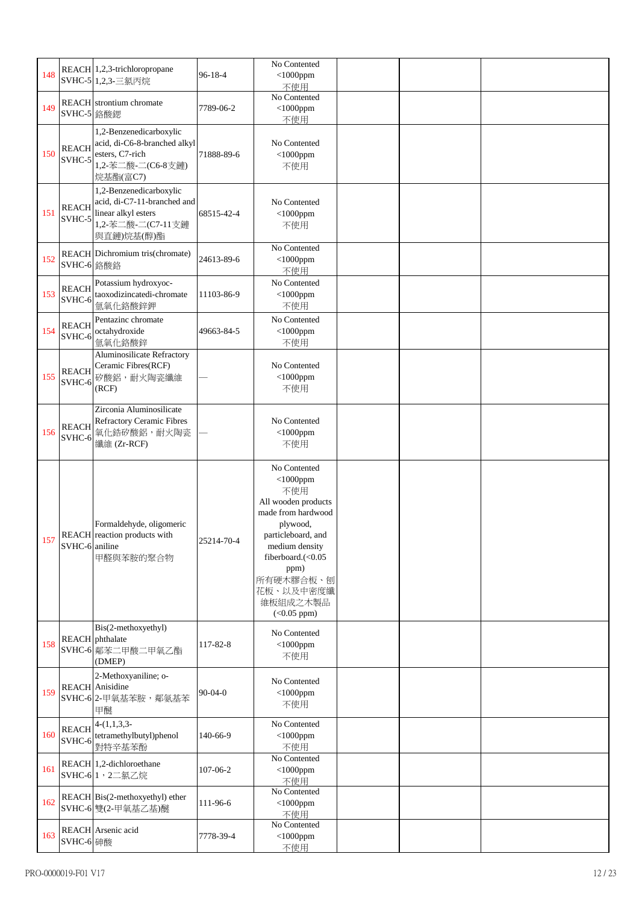| 148 | REACH SVHC-5 | 1,2,3-trichloropropane 1,2,3-三氯丙烷 | 96-18-4 | No Contented <1000ppm 不使用 | | | |
|---|---|---|---|---|---|---|---|
| 149 | REACH SVHC-5 | strontium chromate 鉻酸鍶 | 7789-06-2 | No Contented <1000ppm 不使用 | | | |
| 150 | REACH SVHC-5 | 1,2-Benzenedicarboxylic acid, di-C6-8-branched alkyl esters, C7-rich 1,2-苯二酸-二(C6-8支鏈)烷基酯(富C7) | 71888-89-6 | No Contented <1000ppm 不使用 | | | |
| 151 | REACH SVHC-5 | 1,2-Benzenedicarboxylic acid, di-C7-11-branched and linear alkyl esters 1,2-苯二酸-二(C7-11支鏈與直鏈)烷基(酯)酯 | 68515-42-4 | No Contented <1000ppm 不使用 | | | |
| 152 | REACH SVHC-6 | Dichromium tris(chromate) 鉻酸鉻 | 24613-89-6 | No Contented <1000ppm 不使用 | | | |
| 153 | REACH SVHC-6 | Potassium hydroxyoc-taoxodizincatedi-chromate 氫氧化鉻酸鋅鉀 | 11103-86-9 | No Contented <1000ppm 不使用 | | | |
| 154 | REACH SVHC-6 | Pentazinc chromate octahydroxide 氫氧化鉻酸鋅 | 49663-84-5 | No Contented <1000ppm 不使用 | | | |
| 155 | REACH SVHC-6 | Aluminosilicate Refractory Ceramic Fibres(RCF) 矽酸鋁，耐火陶瓷纖維(RCF) | — | No Contented <1000ppm 不使用 | | | |
| 156 | REACH SVHC-6 | Zirconia Aluminosilicate Refractory Ceramic Fibres 氧化鋯矽酸鋁，耐火陶瓷纖維 (Zr-RCF) | — | No Contented <1000ppm 不使用 | | | |
| 157 | REACH SVHC-6 | Formaldehyde, oligomeric reaction products with aniline 甲醛與苯胺的聚合物 | 25214-70-4 | No Contented <1000ppm 不使用 All wooden products made from hardwood plywood, particleboard, and medium density fiberboard.(<0.05 ppm) 所有硬木膠合板、刨花板、以及中密度纖維板組成之木製品 (<0.05 ppm) | | | |
| 158 | REACH SVHC-6 | Bis(2-methoxyethyl) phthalate 鄰苯二甲酸二甲氧乙酯 (DMEP) | 117-82-8 | No Contented <1000ppm 不使用 | | | |
| 159 | REACH SVHC-6 | 2-Methoxyaniline; o-Anisidine 2-甲氧基苯胺，鄰氨基苯甲醚 | 90-04-0 | No Contented <1000ppm 不使用 | | | |
| 160 | REACH SVHC-6 | 4-(1,1,3,3-tetramethylbutyl)phenol 對特辛基苯酚 | 140-66-9 | No Contented <1000ppm 不使用 | | | |
| 161 | REACH SVHC-6 | 1,2-dichloroethane 1，2二氯乙烷 | 107-06-2 | No Contented <1000ppm 不使用 | | | |
| 162 | REACH SVHC-6 | Bis(2-methoxyethyl) ether 雙(2-甲氧基乙基)醚 | 111-96-6 | No Contented <1000ppm 不使用 | | | |
| 163 | REACH SVHC-6 | Arsenic acid 砷酸 | 7778-39-4 | No Contented <1000ppm 不使用 | | | |

PRO-0000019-F01 V17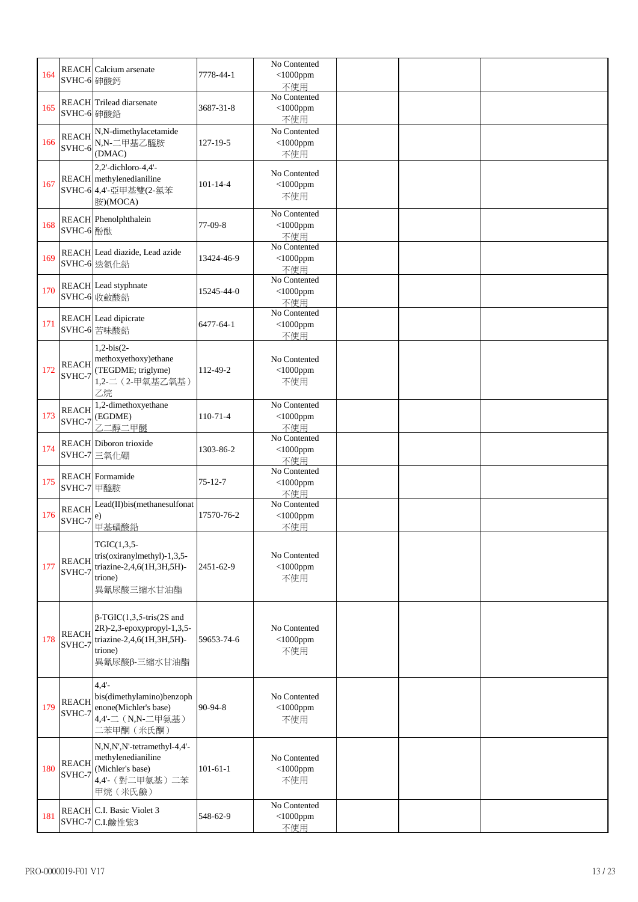| | | | | | | | |
|---|---|---|---|---|---|---|---|
| 164 | REACH SVHC-6 | Calcium arsenate 砷酸鈣 | 7778-44-1 | No Contented <1000ppm 不使用 | | | |
| 165 | REACH SVHC-6 | Trilead diarsenate 砷酸鉛 | 3687-31-8 | No Contented <1000ppm 不使用 | | | |
| 166 | REACH SVHC-6 | N,N-dimethylacetamide N,N-二甲基乙醯胺 (DMAC) | 127-19-5 | No Contented <1000ppm 不使用 | | | |
| 167 | REACH SVHC-6 | 2,2'-dichloro-4,4'-methylenedianiline 4,4'-亞甲基雙(2-氯苯胺)(MOCA) | 101-14-4 | No Contented <1000ppm 不使用 | | | |
| 168 | REACH SVHC-6 | Phenolphthalein 酚酞 | 77-09-8 | No Contented <1000ppm 不使用 | | | |
| 169 | REACH SVHC-6 | Lead diazide, Lead azide 迭氮化鉛 | 13424-46-9 | No Contented <1000ppm 不使用 | | | |
| 170 | REACH SVHC-6 | Lead styphnate 收斂酸鉛 | 15245-44-0 | No Contented <1000ppm 不使用 | | | |
| 171 | REACH SVHC-6 | Lead dipicrate 苦味酸鉛 | 6477-64-1 | No Contented <1000ppm 不使用 | | | |
| 172 | REACH SVHC-7 | 1,2-bis(2-methoxyethoxy)ethane (TEGDME; triglyme) 1,2-二（2-甲氧基乙氧基）乙烷 | 112-49-2 | No Contented <1000ppm 不使用 | | | |
| 173 | REACH SVHC-7 | 1,2-dimethoxyethane (EGDME) 乙二醇二甲醚 | 110-71-4 | No Contented <1000ppm 不使用 | | | |
| 174 | REACH SVHC-7 | Diboron trioxide 三氧化硼 | 1303-86-2 | No Contented <1000ppm 不使用 | | | |
| 175 | REACH SVHC-7 | Formamide 甲醯胺 | 75-12-7 | No Contented <1000ppm 不使用 | | | |
| 176 | REACH SVHC-7 | Lead(II)bis(methanesulfonate) 甲基磺酸鉛 | 17570-76-2 | No Contented <1000ppm 不使用 | | | |
| 177 | REACH SVHC-7 | TGIC(1,3,5-tris(oxiranylmethyl)-1,3,5-triazine-2,4,6(1H,3H,5H)-trione) 異氰尿酸三縮水甘油酯 | 2451-62-9 | No Contented <1000ppm 不使用 | | | |
| 178 | REACH SVHC-7 | β-TGIC(1,3,5-tris(2S and 2R)-2,3-epoxypropyl-1,3,5-triazine-2,4,6(1H,3H,5H)-trione) 異氰尿酸β-三縮水甘油酯 | 59653-74-6 | No Contented <1000ppm 不使用 | | | |
| 179 | REACH SVHC-7 | 4,4'-bis(dimethylamino)benzophenone(Michler's base) 4,4'-二（N,N-二甲氨基）二苯甲酮（米氏酮） | 90-94-8 | No Contented <1000ppm 不使用 | | | |
| 180 | REACH SVHC-7 | N,N,N',N'-tetramethyl-4,4'-methylenedianiline (Michler's base) 4,4'-（對二甲氨基）二苯甲烷（米氏鹼） | 101-61-1 | No Contented <1000ppm 不使用 | | | |
| 181 | REACH SVHC-7 | C.I. Basic Violet 3 C.I.鹼性紫3 | 548-62-9 | No Contented <1000ppm 不使用 | | | |

PRO-0000019-F01 V17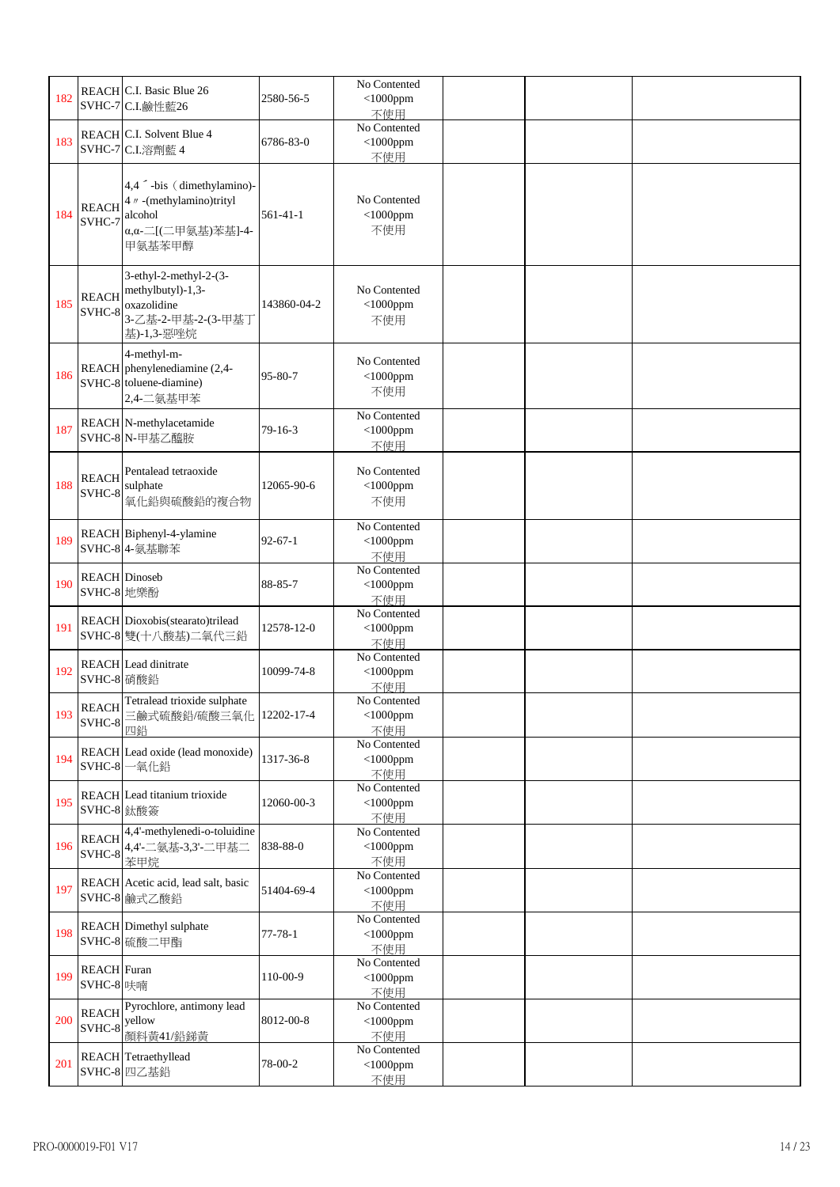| 182 | REACH SVHC-7 | C.I. Basic Blue 26 C.I.鹼性藍26 | 2580-56-5 | No Contented <1000ppm 不使用 | | | |
|---|---|---|---|---|---|---|---|
| 183 | REACH SVHC-7 | C.I. Solvent Blue 4 C.I.溶劑藍 4 | 6786-83-0 | No Contented <1000ppm 不使用 | | | |
| 184 | REACH SVHC-7 | 4,4´-bis（dimethylamino)-4〃-(methylamino)trityl alcohol α,α-二[(二甲氨基)苯基]-4-甲氨基苯甲醇 | 561-41-1 | No Contented <1000ppm 不使用 | | | |
| 185 | REACH SVHC-8 | 3-ethyl-2-methyl-2-(3-methylbutyl)-1,3-oxazolidine 3-乙基-2-甲基-2-(3-甲基丁基)-1,3-惡唑烷 | 143860-04-2 | No Contented <1000ppm 不使用 | | | |
| 186 | REACH SVHC-8 | 4-methyl-m-phenylenediamine (2,4-toluene-diamine) 2,4-二氨基甲苯 | 95-80-7 | No Contented <1000ppm 不使用 | | | |
| 187 | REACH SVHC-8 | N-methylacetamide N-甲基乙醯胺 | 79-16-3 | No Contented <1000ppm 不使用 | | | |
| 188 | REACH SVHC-8 | Pentalead tetraoxide sulphate 氧化鉛與硫酸鉛的複合物 | 12065-90-6 | No Contented <1000ppm 不使用 | | | |
| 189 | REACH SVHC-8 | Biphenyl-4-ylamine 4-氨基聯苯 | 92-67-1 | No Contented <1000ppm 不使用 | | | |
| 190 | REACH SVHC-8 | Dinoseb 地樂酚 | 88-85-7 | No Contented <1000ppm 不使用 | | | |
| 191 | REACH SVHC-8 | Dioxobis(stearato)trilead 雙(十八酸基)二氧代三鉛 | 12578-12-0 | No Contented <1000ppm 不使用 | | | |
| 192 | REACH SVHC-8 | Lead dinitrate 硝酸鉛 | 10099-74-8 | No Contented <1000ppm 不使用 | | | |
| 193 | REACH SVHC-8 | Tetralead trioxide sulphate 三鹼式硫酸鉛/硫酸三氧化四鉛 | 12202-17-4 | No Contented <1000ppm 不使用 | | | |
| 194 | REACH SVHC-8 | Lead oxide (lead monoxide) 一氧化鉛 | 1317-36-8 | No Contented <1000ppm 不使用 | | | |
| 195 | REACH SVHC-8 | Lead titanium trioxide 鈦酸簽 | 12060-00-3 | No Contented <1000ppm 不使用 | | | |
| 196 | REACH SVHC-8 | 4,4'-methylenedi-o-toluidine 4,4'-二氨基-3,3'-二甲基二苯甲烷 | 838-88-0 | No Contented <1000ppm 不使用 | | | |
| 197 | REACH SVHC-8 | Acetic acid, lead salt, basic 鹼式乙酸鉛 | 51404-69-4 | No Contented <1000ppm 不使用 | | | |
| 198 | REACH SVHC-8 | Dimethyl sulphate 硫酸二甲酯 | 77-78-1 | No Contented <1000ppm 不使用 | | | |
| 199 | REACH SVHC-8 | Furan 呋喃 | 110-00-9 | No Contented <1000ppm 不使用 | | | |
| 200 | REACH SVHC-8 | Pyrochlore, antimony lead yellow 顏料黃41/鉛銻黃 | 8012-00-8 | No Contented <1000ppm 不使用 | | | |
| 201 | REACH SVHC-8 | Tetraethyllead 四乙基鉛 | 78-00-2 | No Contented <1000ppm 不使用 | | | |

PRO-0000019-F01 V17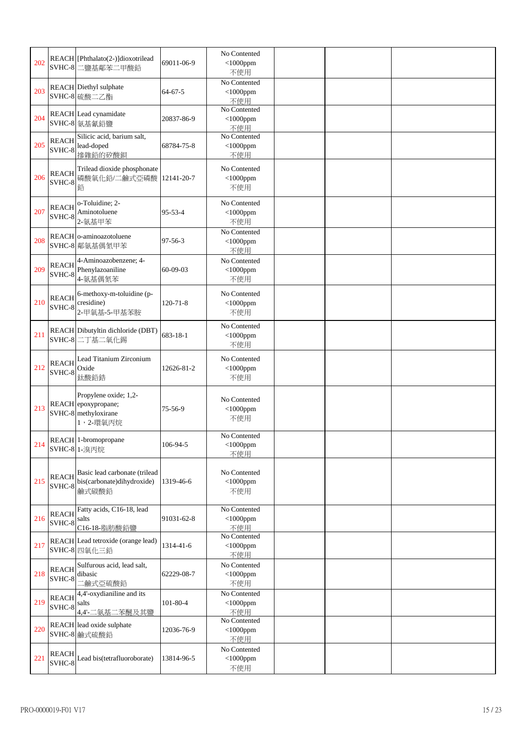| | | | | | | | |
|---|---|---|---|---|---|---|---|
| 202 | REACH SVHC-8 | [Phthalato(2-)]dioxotrilead 二鹽基鄰苯二甲酸鉛 | 69011-06-9 | No Contented <1000ppm 不使用 | | | |
| 203 | REACH SVHC-8 | Diethyl sulphate 硫酸二乙酯 | 64-67-5 | No Contented <1000ppm 不使用 | | | |
| 204 | REACH SVHC-8 | Lead cynamidate 氨基氰鉛鹽 | 20837-86-9 | No Contented <1000ppm 不使用 | | | |
| 205 | REACH SVHC-8 | Silicic acid, barium salt, lead-doped 摻雜鉛的矽酸鋇 | 68784-75-8 | No Contented <1000ppm 不使用 | | | |
| 206 | REACH SVHC-8 | Trilead dioxide phosphonate 磷酸氧化鉛/二鹼式亞磷酸鉛 | 12141-20-7 | No Contented <1000ppm 不使用 | | | |
| 207 | REACH SVHC-8 | o-Toluidine; 2-Aminotoluene 2-氨基甲苯 | 95-53-4 | No Contented <1000ppm 不使用 | | | |
| 208 | REACH SVHC-8 | o-aminoazotoluene 鄰氨基偶氮甲苯 | 97-56-3 | No Contented <1000ppm 不使用 | | | |
| 209 | REACH SVHC-8 | 4-Aminoazobenzene; 4-Phenylazoaniline 4-氨基偶氮苯 | 60-09-03 | No Contented <1000ppm 不使用 | | | |
| 210 | REACH SVHC-8 | 6-methoxy-m-toluidine (p-cresidine) 2-甲氧基-5-甲基苯胺 | 120-71-8 | No Contented <1000ppm 不使用 | | | |
| 211 | REACH SVHC-8 | Dibutyltin dichloride (DBT) 二丁基二氯化錫 | 683-18-1 | No Contented <1000ppm 不使用 | | | |
| 212 | REACH SVHC-8 | Lead Titanium Zirconium Oxide 鈦酸鉛鋯 | 12626-81-2 | No Contented <1000ppm 不使用 | | | |
| 213 | REACH SVHC-8 | Propylene oxide; 1,2-epoxypropane; methyloxirane 1，2-環氧丙烷 | 75-56-9 | No Contented <1000ppm 不使用 | | | |
| 214 | REACH SVHC-8 | 1-bromopropane 1-溴丙烷 | 106-94-5 | No Contented <1000ppm 不使用 | | | |
| 215 | REACH SVHC-8 | Basic lead carbonate (trilead bis(carbonate)dihydroxide) 鹼式碳酸鉛 | 1319-46-6 | No Contented <1000ppm 不使用 | | | |
| 216 | REACH SVHC-8 | Fatty acids, C16-18, lead salts C16-18-脂肪酸鉛鹽 | 91031-62-8 | No Contented <1000ppm 不使用 | | | |
| 217 | REACH SVHC-8 | Lead tetroxide (orange lead) 四氧化三鉛 | 1314-41-6 | No Contented <1000ppm 不使用 | | | |
| 218 | REACH SVHC-8 | Sulfurous acid, lead salt, dibasic 二鹼式亞硫酸鉛 | 62229-08-7 | No Contented <1000ppm 不使用 | | | |
| 219 | REACH SVHC-8 | 4,4'-oxydianiline and its salts 4,4'-二氨基二苯醚及其鹽 | 101-80-4 | No Contented <1000ppm 不使用 | | | |
| 220 | REACH SVHC-8 | lead oxide sulphate 鹼式硫酸鉛 | 12036-76-9 | No Contented <1000ppm 不使用 | | | |
| 221 | REACH SVHC-8 | Lead bis(tetrafluoroborate) | 13814-96-5 | No Contented <1000ppm 不使用 | | | |

PRO-0000019-F01 V17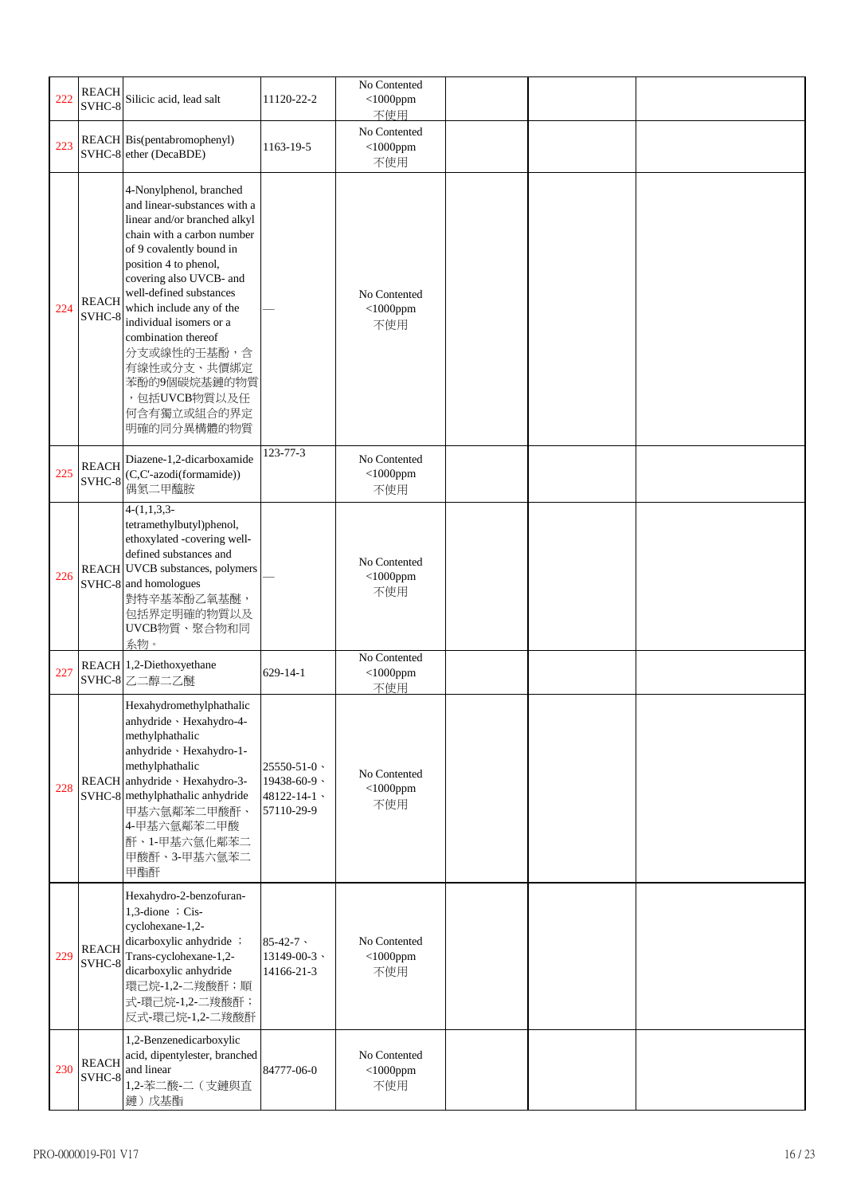| 222 | REACH SVHC-8 | Silicic acid, lead salt | 11120-22-2 | No Contented <1000ppm 不使用 | | | |
|---|---|---|---|---|---|---|---|
| 223 | REACH SVHC-8 | Bis(pentabromophenyl) ether (DecaBDE) | 1163-19-5 | No Contented <1000ppm 不使用 | | | |
| 224 | REACH SVHC-8 | 4-Nonylphenol, branched and linear-substances with a linear and/or branched alkyl chain with a carbon number of 9 covalently bound in position 4 to phenol, covering also UVCB- and well-defined substances which include any of the individual isomers or a combination thereof 分支或線性的壬基酚，含有線性或分支、共價綁定苯酚的9個碳烷基鏈的物質，包括UVCB物質以及任何含有獨立或組合的界定明確的同分異構體的物質 | — | No Contented <1000ppm 不使用 | | | |
| 225 | REACH SVHC-8 | Diazene-1,2-dicarboxamide (C,C'-azodi(formamide)) 偶氮二甲醯胺 | 123-77-3 | No Contented <1000ppm 不使用 | | | |
| 226 | REACH SVHC-8 | 4-(1,1,3,3-tetramethylbutyl)phenol, ethoxylated -covering well-defined substances and UVCB substances, polymers and homologues 對特辛基苯酚乙氧基醚，包括界定明確的物質以及UVCB物質、聚合物和同系物。 | — | No Contented <1000ppm 不使用 | | | |
| 227 | REACH SVHC-8 | 1,2-Diethoxyethane 乙二醇二乙醚 | 629-14-1 | No Contented <1000ppm 不使用 | | | |
| 228 | REACH SVHC-8 | Hexahydromethylphathalic anhydride、Hexahydro-4-methylphathalic anhydride、Hexahydro-1-methylphathalic anhydride、Hexahydro-3-methylphathalic anhydride 甲基六氫鄰苯二甲酸酐、4-甲基六氫鄰苯二甲酸酐、1-甲基六氫化鄰苯二甲酸酐、3-甲基六氫苯二甲酯酐 | 25550-51-0、19438-60-9、48122-14-1、57110-29-9 | No Contented <1000ppm 不使用 | | | |
| 229 | REACH SVHC-8 | Hexahydro-2-benzofuran-1,3-dione ；Cis-cyclohexane-1,2-dicarboxylic anhydride ；Trans-cyclohexane-1,2-dicarboxylic anhydride 環己烷-1,2-二羧酸酐；順式-環己烷-1,2-二羧酸酐；反式-環己烷-1,2-二羧酸酐 | 85-42-7、13149-00-3、14166-21-3 | No Contented <1000ppm 不使用 | | | |
| 230 | REACH SVHC-8 | 1,2-Benzenedicarboxylic acid, dipentylester, branched and linear 1,2-苯二酸-二（支鏈與直鏈）戊基酯 | 84777-06-0 | No Contented <1000ppm 不使用 | | | |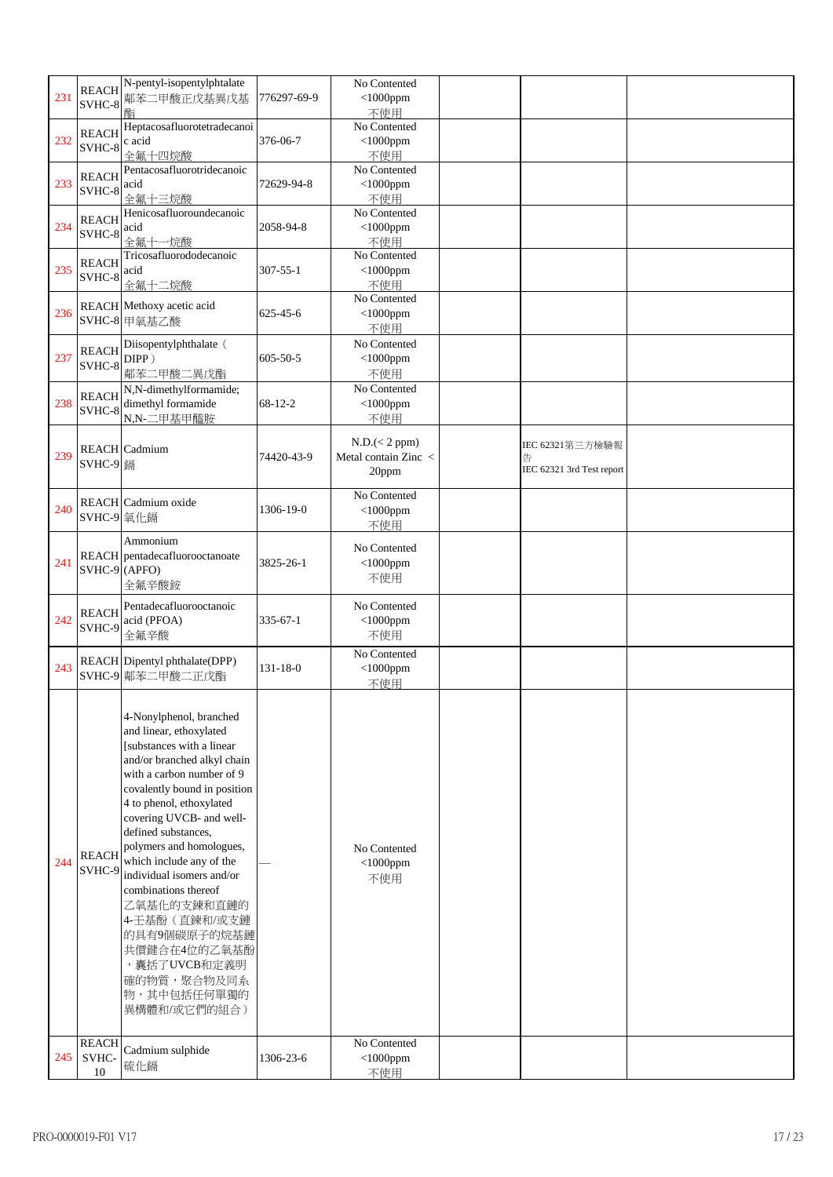| 231 | REACH SVHC-8 | N-pentyl-isopentylphtalate 鄰苯二甲酸正戊基異戊基酯 | 776297-69-9 | No Contented <1000ppm 不使用 | | | |
|---|---|---|---|---|---|---|---|
| 232 | REACH SVHC-8 | Heptacosafluorotetradecanoic acid 全氟十四烷酸 | 376-06-7 | No Contented <1000ppm 不使用 | | | |
| 233 | REACH SVHC-8 | Pentacosafluorotridecanoic acid 全氟十三烷酸 | 72629-94-8 | No Contented <1000ppm 不使用 | | | |
| 234 | REACH SVHC-8 | Henicosafluoroundecanoic acid 全氟十一烷酸 | 2058-94-8 | No Contented <1000ppm 不使用 | | | |
| 235 | REACH SVHC-8 | Tricosafluorododecanoic acid 全氟十二烷酸 | 307-55-1 | No Contented <1000ppm 不使用 | | | |
| 236 | REACH SVHC-8 | Methoxy acetic acid 甲氧基乙酸 | 625-45-6 | No Contented <1000ppm 不使用 | | | |
| 237 | REACH SVHC-8 | Diisopentylphthalate（DIPP） 鄰苯二甲酸二異戊酯 | 605-50-5 | No Contented <1000ppm 不使用 | | | |
| 238 | REACH SVHC-8 | N,N-dimethylformamide; dimethyl formamide N,N-二甲基甲醯胺 | 68-12-2 | No Contented <1000ppm 不使用 | | | |
| 239 | REACH SVHC-9 | Cadmium 鎘 | 74420-43-9 | N.D.(< 2 ppm) Metal contain Zinc < 20ppm | | IEC 62321第三方檢驗報告 IEC 62321 3rd Test report | |
| 240 | REACH SVHC-9 | Cadmium oxide 氧化鎘 | 1306-19-0 | No Contented <1000ppm 不使用 | | | |
| 241 | REACH SVHC-9 | Ammonium pentadecafluorooctanoate (APFO) 全氟辛酸銨 | 3825-26-1 | No Contented <1000ppm 不使用 | | | |
| 242 | REACH SVHC-9 | Pentadecafluorooctanoic acid (PFOA) 全氟辛酸 | 335-67-1 | No Contented <1000ppm 不使用 | | | |
| 243 | REACH SVHC-9 | Dipentyl phthalate(DPP) 鄰苯二甲酸二正戊酯 | 131-18-0 | No Contented <1000ppm 不使用 | | | |
| 244 | REACH SVHC-9 | 4-Nonylphenol, branched and linear, ethoxylated [substances with a linear and/or branched alkyl chain with a carbon number of 9 covalently bound in position 4 to phenol, ethoxylated covering UVCB- and well-defined substances, polymers and homologues, which include any of the individual isomers and/or combinations thereof 乙氧基化的支鏈和直鏈的4-壬基酚（直鏈和/或支鏈的具有9個碳原子的烷基鏈共價鍵合在4位的乙氧基酚，囊括了UVCB和定義明確的物質，聚合物及同系物，其中包括任何單獨的異構體和/或它們的組合） | — | No Contented <1000ppm 不使用 | | | |
| 245 | REACH SVHC-10 | Cadmium sulphide 硫化鎘 | 1306-23-6 | No Contented <1000ppm 不使用 | | | |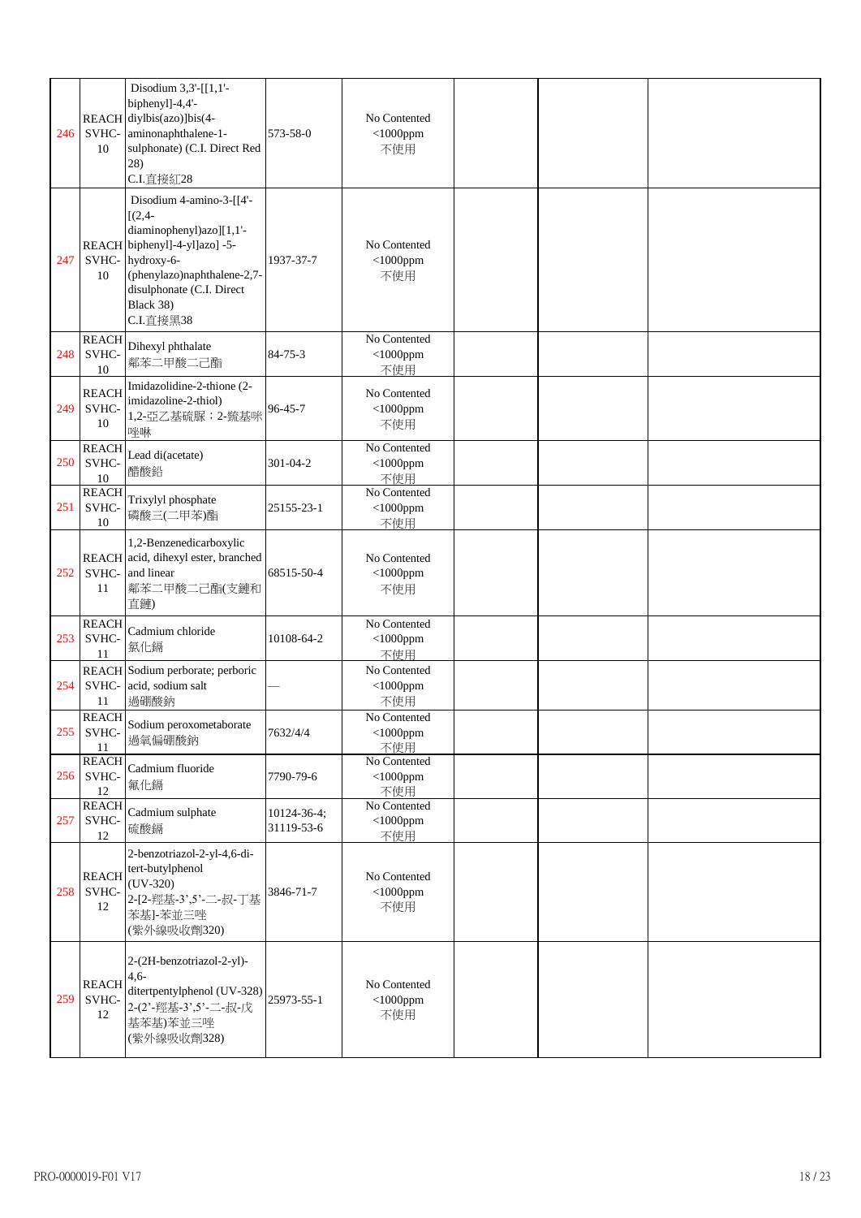| 246 | REACH SVHC-10 | Disodium 3,3'-[[1,1'-biphenyl]-4,4'-diylbis(azo)]bis(4-aminonaphthalene-1-sulphonate) (C.I. Direct Red 28)<br>C.I.直接紅28 | 573-58-0 | No Contented <1000ppm 不使用 | | | |
|---|---|---|---|---|---|---|---|
| 247 | REACH SVHC-10 | Disodium 4-amino-3-[[4'-[(2,4-diaminophenyl)azo][1,1'-biphenyl]-4-yl]azo] -5-hydroxy-6-(phenylazo)naphthalene-2,7-disulphonate (C.I. Direct Black 38)<br>C.I.直接黑38 | 1937-37-7 | No Contented <1000ppm 不使用 | | | |
| 248 | REACH SVHC-10 | Dihexyl phthalate<br>鄰苯二甲酸二己酯 | 84-75-3 | No Contented <1000ppm 不使用 | | | |
| 249 | REACH SVHC-10 | Imidazolidine-2-thione (2-imidazoline-2-thiol)<br>1,2-亞乙基硫脲；2-巰基咪唑啉 | 96-45-7 | No Contented <1000ppm 不使用 | | | |
| 250 | REACH SVHC-10 | Lead di(acetate)<br>醋酸鉛 | 301-04-2 | No Contented <1000ppm 不使用 | | | |
| 251 | REACH SVHC-10 | Trixylyl phosphate<br>磷酸三(二甲苯)酯 | 25155-23-1 | No Contented <1000ppm 不使用 | | | |
| 252 | REACH SVHC-11 | 1,2-Benzenedicarboxylic acid, dihexyl ester, branched and linear<br>鄰苯二甲酸二己酯(支鏈和直鏈) | 68515-50-4 | No Contented <1000ppm 不使用 | | | |
| 253 | REACH SVHC-11 | Cadmium chloride<br>氯化鎘 | 10108-64-2 | No Contented <1000ppm 不使用 | | | |
| 254 | REACH SVHC-11 | Sodium perborate; perboric acid, sodium salt<br>過硼酸鈉 | — | No Contented <1000ppm 不使用 | | | |
| 255 | REACH SVHC-11 | Sodium peroxometaborate<br>過氧偏硼酸鈉 | 7632/4/4 | No Contented <1000ppm 不使用 | | | |
| 256 | REACH SVHC-12 | Cadmium fluoride<br>氟化鎘 | 7790-79-6 | No Contented <1000ppm 不使用 | | | |
| 257 | REACH SVHC-12 | Cadmium sulphate<br>硫酸鎘 | 10124-36-4; 31119-53-6 | No Contented <1000ppm 不使用 | | | |
| 258 | REACH SVHC-12 | 2-benzotriazol-2-yl-4,6-di-tert-butylphenol (UV-320)<br>2-[2-羥基-3',5'-二-叔-丁基苯基]-苯並三唑<br>(紫外線吸收劑320) | 3846-71-7 | No Contented <1000ppm 不使用 | | | |
| 259 | REACH SVHC-12 | 2-(2H-benzotriazol-2-yl)-4,6-ditertpentylphenol (UV-328)<br>2-(2'-羥基-3',5'-二-叔-戊基苯基)苯並三唑<br>(紫外線吸收劑328) | 25973-55-1 | No Contented <1000ppm 不使用 | | | |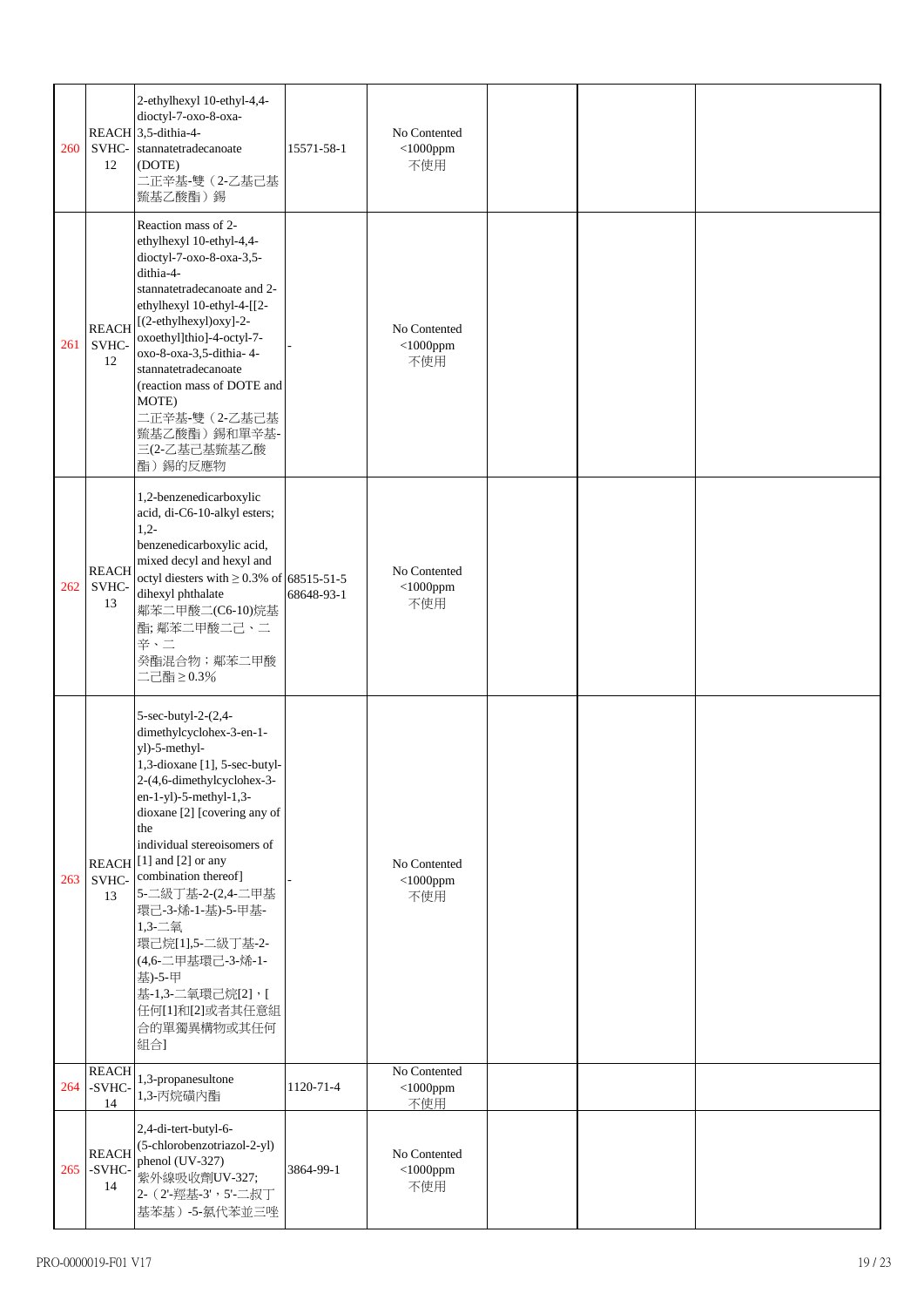| | | | | | | | |
|---|---|---|---|---|---|---|---|
| 260 | REACH SVHC-12 | 2-ethylhexyl 10-ethyl-4,4-dioctyl-7-oxo-8-oxa-3,5-dithia-4-stannatetradecanoate (DOTE) 二正辛基-雙（2-乙基己基巰基乙酸酯）錫 | 15571-58-1 | No Contented <1000ppm 不使用 | | | |
| 261 | REACH SVHC-12 | Reaction mass of 2-ethylhexyl 10-ethyl-4,4-dioctyl-7-oxo-8-oxa-3,5-dithia-4-stannatetradecanoate and 2-ethylhexyl 10-ethyl-4-[[2-[(2-ethylhexyl)oxy]-2-oxoethyl]thio]-4-octyl-7-oxo-8-oxa-3,5-dithia- 4-stannatetradecanoate (reaction mass of DOTE and MOTE) 二正辛基-雙（2-乙基己基巰基乙酸酯）錫和單辛基-三(2-乙基己基巰基乙酸酯）錫的反應物 | - | No Contented <1000ppm 不使用 | | | |
| 262 | REACH SVHC-13 | 1,2-benzenedicarboxylic acid, di-C6-10-alkyl esters; 1,2-benzenedicarboxylic acid, mixed decyl and hexyl and octyl diesters with ≥ 0.3% of dihexyl phthalate 鄰苯二甲酸二(C6-10)烷基酯; 鄰苯二甲酸二己、二辛、二癸酯混合物；鄰苯二甲酸二己酯 ≥ 0.3% | 68515-51-5 68648-93-1 | No Contented <1000ppm 不使用 | | | |
| 263 | REACH SVHC-13 | 5-sec-butyl-2-(2,4-dimethylcyclohex-3-en-1-yl)-5-methyl-1,3-dioxane [1], 5-sec-butyl-2-(4,6-dimethylcyclohex-3-en-1-yl)-5-methyl-1,3-dioxane [2] [covering any of the individual stereoisomers of [1] and [2] or any combination thereof] 5-二級丁基-2-(2,4-二甲基環己-3-烯-1-基)-5-甲基-1,3-二氧環己烷[1],5-二級丁基-2-(4,6-二甲基環己-3-烯-1-基)-5-甲基-1,3-二氧環己烷[2]，[任何[1]和[2]或者其任意組合的單獨異構物或其任何組合] | - | No Contented <1000ppm 不使用 | | | |
| 264 | REACH-SVHC-14 | 1,3-propanesultone 1,3-丙烷磺內酯 | 1120-71-4 | No Contented <1000ppm 不使用 | | | |
| 265 | REACH-SVHC-14 | 2,4-di-tert-butyl-6-(5-chlorobenzotriazol-2-yl) phenol (UV-327) 紫外線吸收劑UV-327; 2-（2'-羥基-3'，5'-二叔丁基苯基）-5-氯代苯並三唑 | 3864-99-1 | No Contented <1000ppm 不使用 | | | |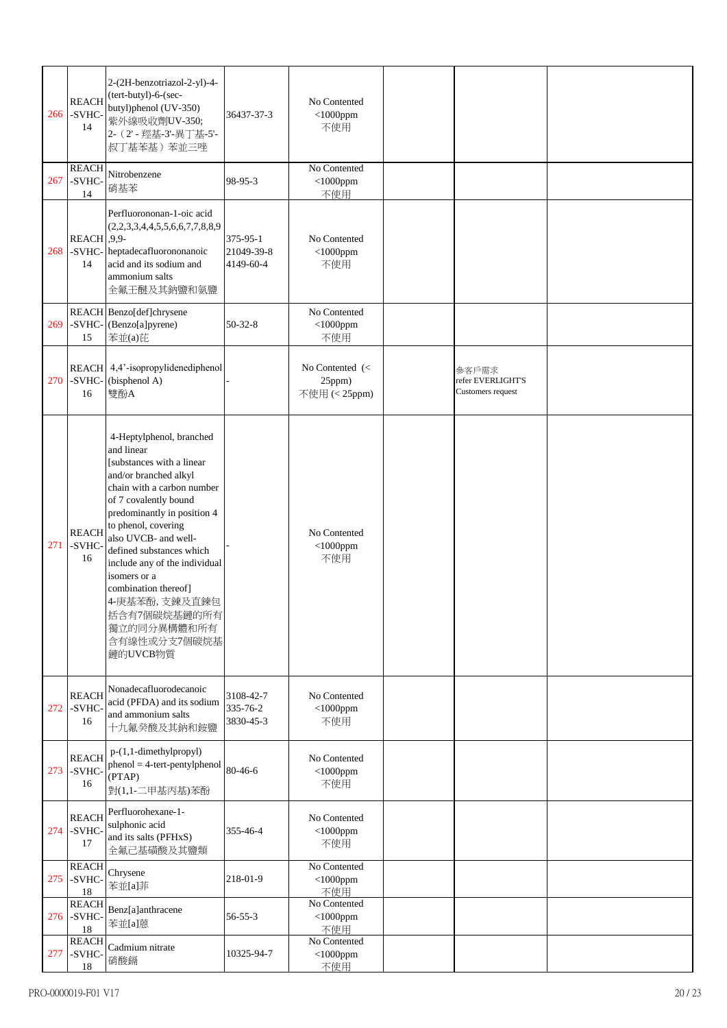| | | | | | | | |
|---|---|---|---|---|---|---|---|
| 266 | REACH-SVHC-14 | 2-(2H-benzotriazol-2-yl)-4-(tert-butyl)-6-(sec-butyl)phenol (UV-350)<br>紫外線吸收劑UV-350;<br>2-（2'-羥基-3'-異丁基-5'-叔丁基苯基）苯並三唑 | 36437-37-3 | No Contented<br><1000ppm<br>不使用 | | | |
| 267 | REACH-SVHC-14 | Nitrobenzene<br>硝基苯 | 98-95-3 | No Contented<br><1000ppm<br>不使用 | | | |
| 268 | REACH-SVHC-14 | Perfluorononan-1-oic acid (2,2,3,3,4,4,5,5,6,6,7,7,8,8,9,9,9-heptadecafluorononanoic acid and its sodium and ammonium salts<br>全氟壬酸及其鈉鹽和氨鹽 | 375-95-1<br>21049-39-8<br>4149-60-4 | No Contented<br><1000ppm<br>不使用 | | | |
| 269 | REACH-SVHC-15 | Benzo[def]chrysene (Benzo[a]pyrene)<br>苯並(a)芘 | 50-32-8 | No Contented<br><1000ppm<br>不使用 | | | |
| 270 | REACH-SVHC-16 | 4,4'-isopropylidenediphenol (bisphenol A)<br>雙酚A | - | No Contented (< 25ppm)<br>不使用 (< 25ppm) | | 參客戶需求<br>refer EVERLIGHT'S Customers request | |
| 271 | REACH-SVHC-16 | 4-Heptylphenol, branched and linear [substances with a linear and/or branched alkyl chain with a carbon number of 7 covalently bound predominantly in position 4 to phenol, covering also UVCB- and well-defined substances which include any of the individual isomers or a combination thereof]<br>4-庚基苯酚, 支鍊及直鍊包括含有7個碳烷基鏈的所有獨立的同分異構體和所有含有線性或分支7個碳烷基鏈的UVCB物質 | - | No Contented<br><1000ppm<br>不使用 | | | |
| 272 | REACH-SVHC-16 | Nonadecafluorodecanoic acid (PFDA) and its sodium and ammonium salts<br>十九氟癸酸及其鈉和銨鹽 | 3108-42-7<br>335-76-2<br>3830-45-3 | No Contented<br><1000ppm<br>不使用 | | | |
| 273 | REACH-SVHC-16 | p-(1,1-dimethylpropyl) phenol = 4-tert-pentylphenol (PTAP)<br>對(1,1-二甲基丙基)苯酚 | 80-46-6 | No Contented<br><1000ppm<br>不使用 | | | |
| 274 | REACH-SVHC-17 | Perfluorohexane-1-sulphonic acid and its salts (PFHxS)<br>全氟己基磺酸及其鹽類 | 355-46-4 | No Contented<br><1000ppm<br>不使用 | | | |
| 275 | REACH-SVHC-18 | Chrysene<br>苯並[a]菲 | 218-01-9 | No Contented<br><1000ppm<br>不使用 | | | |
| 276 | REACH-SVHC-18 | Benz[a]anthracene<br>苯並[a]蒽 | 56-55-3 | No Contented<br><1000ppm<br>不使用 | | | |
| 277 | REACH-SVHC-18 | Cadmium nitrate<br>硝酸鎘 | 10325-94-7 | No Contented<br><1000ppm<br>不使用 | | | |

PRO-0000019-F01 V17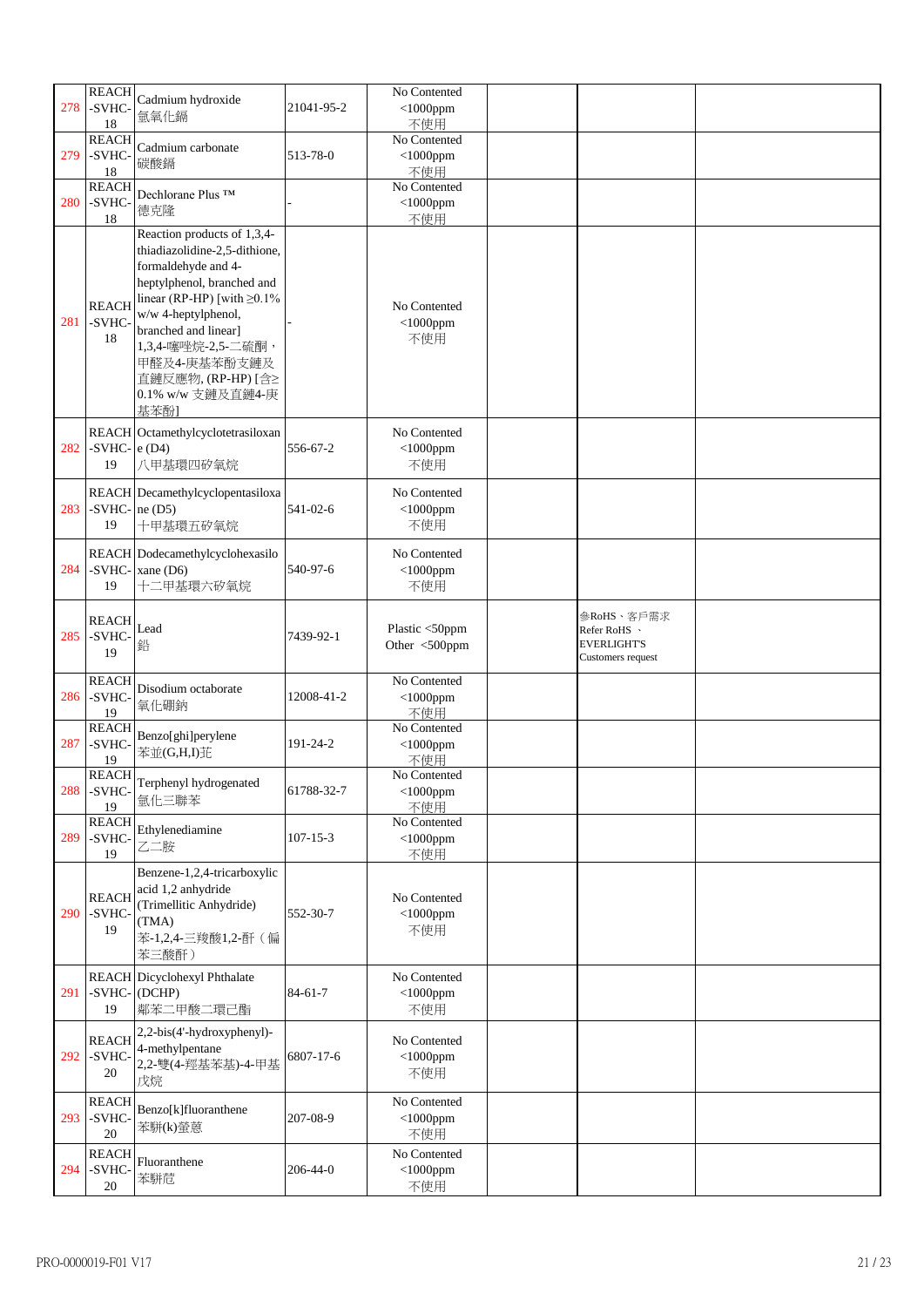| | | | | | | | |
|---|---|---|---|---|---|---|---|
| 278 | REACH -SVHC-18 | Cadmium hydroxide 氫氧化鎘 | 21041-95-2 | No Contented <1000ppm 不使用 | | | |
| 279 | REACH -SVHC-18 | Cadmium carbonate 碳酸鎘 | 513-78-0 | No Contented <1000ppm 不使用 | | | |
| 280 | REACH -SVHC-18 | Dechlorane Plus ™ 德克隆 | - | No Contented <1000ppm 不使用 | | | |
| 281 | REACH -SVHC-18 | Reaction products of 1,3,4-thiadiazolidine-2,5-dithione, formaldehyde and 4-heptylphenol, branched and linear (RP-HP) [with ≥0.1% w/w 4-heptylphenol, branched and linear] 1,3,4-噻唑烷-2,5-二硫酮，甲醛及4-庚基苯酚支鏈及直鏈反應物, (RP-HP) [含≥0.1% w/w 支鏈及直鏈4-庚基苯酚] | - | No Contented <1000ppm 不使用 | | | |
| 282 | REACH -SVHC-19 | Octamethylcyclotetrasiloxane (D4) 八甲基環四矽氧烷 | 556-67-2 | No Contented <1000ppm 不使用 | | | |
| 283 | REACH -SVHC-19 | Decamethylcyclopentasiloxane (D5) 十甲基環五矽氧烷 | 541-02-6 | No Contented <1000ppm 不使用 | | | |
| 284 | REACH -SVHC-19 | Dodecamethylcyclohexasiloxane (D6) 十二甲基環六矽氧烷 | 540-97-6 | No Contented <1000ppm 不使用 | | | |
| 285 | REACH -SVHC-19 | Lead 鉛 | 7439-92-1 | Plastic <50ppm Other <500ppm | | 參RoHS、客戶需求 Refer RoHS 、EVERLIGHT'S Customers request | |
| 286 | REACH -SVHC-19 | Disodium octaborate 八硼酸二鈉 | 12008-41-2 | No Contented <1000ppm 不使用 | | | |
| 287 | REACH -SVHC-19 | Benzo[ghi]perylene 苯並(G,H,I)苝 | 191-24-2 | No Contented <1000ppm 不使用 | | | |
| 288 | REACH -SVHC-19 | Terphenyl hydrogenated 氫化三聯苯 | 61788-32-7 | No Contented <1000ppm 不使用 | | | |
| 289 | REACH -SVHC-19 | Ethylenediamine 乙二胺 | 107-15-3 | No Contented <1000ppm 不使用 | | | |
| 290 | REACH -SVHC-19 | Benzene-1,2,4-tricarboxylic acid 1,2 anhydride (Trimellitic Anhydride) (TMA) 苯-1,2,4-三羧酸1,2-酐（偏苯三酸酐） | 552-30-7 | No Contented <1000ppm 不使用 | | | |
| 291 | REACH -SVHC-19 | Dicyclohexyl Phthalate (DCHP) 鄰苯二甲酸二環已酯 | 84-61-7 | No Contented <1000ppm 不使用 | | | |
| 292 | REACH -SVHC-20 | 2,2-bis(4'-hydroxyphenyl)-4-methylpentane 2,2-雙(4-羥基苯基)-4-甲基戊烷 | 6807-17-6 | No Contented <1000ppm 不使用 | | | |
| 293 | REACH -SVHC-20 | Benzo[k]fluoranthene 苯駢(k)螢蒽 | 207-08-9 | No Contented <1000ppm 不使用 | | | |
| 294 | REACH -SVHC-20 | Fluoranthene 苯駢芘 | 206-44-0 | No Contented <1000ppm 不使用 | | | |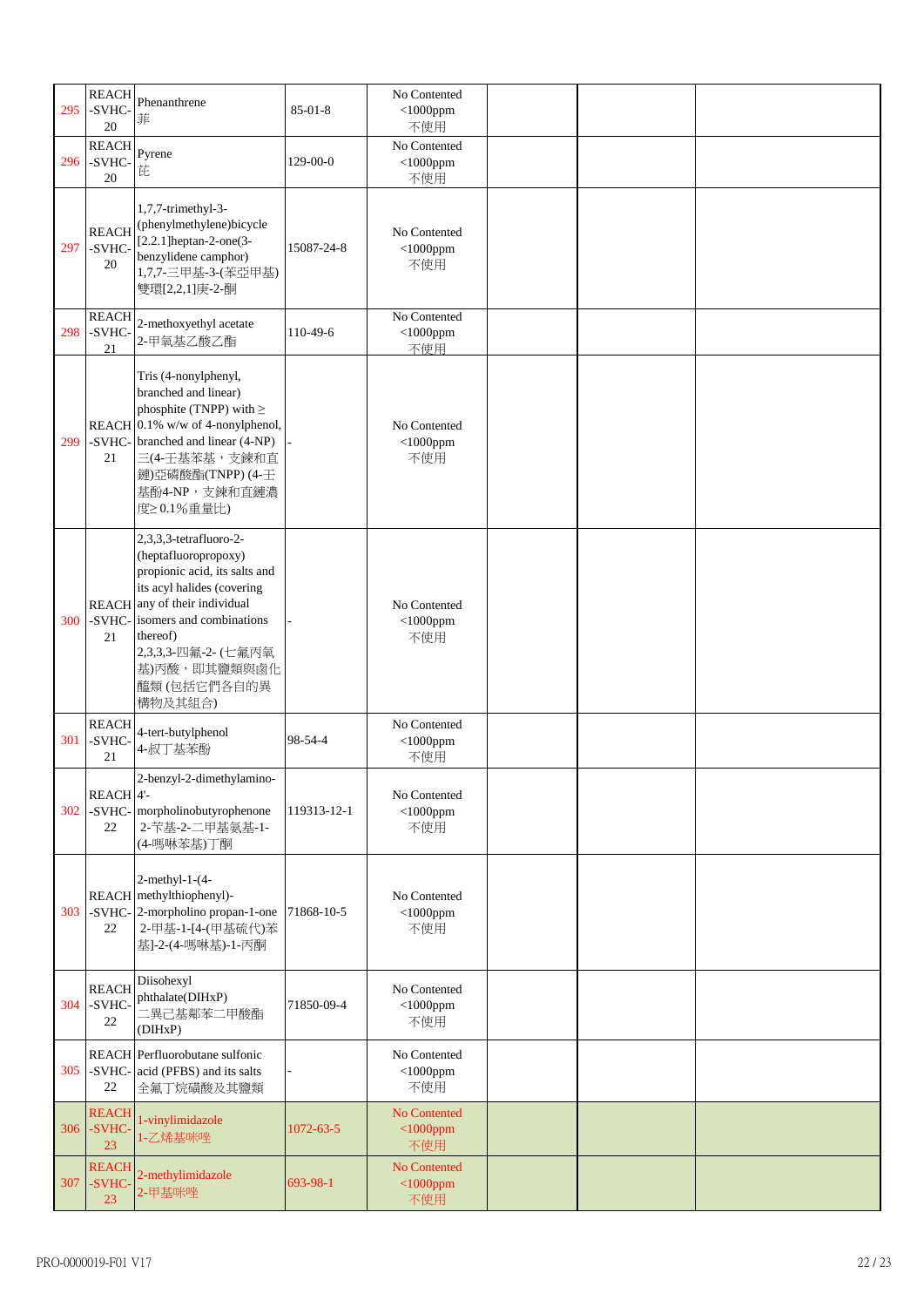| 295 | REACH -SVHC-20 | Phenanthrene 菲 | 85-01-8 | No Contented <1000ppm 不使用 | | | |
|---|---|---|---|---|---|---|---|
| 296 | REACH -SVHC-20 | Pyrene 芘 | 129-00-0 | No Contented <1000ppm 不使用 | | | |
| 297 | REACH -SVHC-20 | 1,7,7-trimethyl-3-(phenylmethylene)bicycle [2.2.1]heptan-2-one(3-benzylidene camphor) 1,7,7-三甲基-3-(苯亞甲基)雙環[2,2,1]庚-2-酮 | 15087-24-8 | No Contented <1000ppm 不使用 | | | |
| 298 | REACH -SVHC-21 | 2-methoxyethyl acetate 2-甲氧基乙酸乙酯 | 110-49-6 | No Contented <1000ppm 不使用 | | | |
| 299 | REACH -SVHC-21 | Tris (4-nonylphenyl, branched and linear) phosphite (TNPP) with ≥ 0.1% w/w of 4-nonylphenol, branched and linear (4-NP) 三(4-壬基苯基，支鍊和直鏈)亞磷酸酯(TNPP) (4-壬基酚4-NP，支鍊和直鏈濃度≥ 0.1%重量比) | - | No Contented <1000ppm 不使用 | | | |
| 300 | REACH -SVHC-21 | 2,3,3,3-tetrafluoro-2-(heptafluoropropoxy) propionic acid, its salts and its acyl halides (covering any of their individual isomers and combinations thereof) 2,3,3,3-四氟-2- (七氟丙氧基)丙酸，即其鹽類與鹵化醯類 (包括它們各自的異構物及其組合) | - | No Contented <1000ppm 不使用 | | | |
| 301 | REACH -SVHC-21 | 4-tert-butylphenol 4-叔丁基苯酚 | 98-54-4 | No Contented <1000ppm 不使用 | | | |
| 302 | REACH -SVHC-22 | 2-benzyl-2-dimethylamino-4'-morpholinobutyrophenone 2-苄基-2-二甲基氨基-1-(4-嗎啉苯基)丁酮 | 119313-12-1 | No Contented <1000ppm 不使用 | | | |
| 303 | REACH -SVHC-22 | 2-methyl-1-(4-methylthiophenyl)-2-morpholino propan-1-one 2-甲基-1-[4-(甲基硫代)苯基]-2-(4-嗎啉基)-1-丙酮 | 71868-10-5 | No Contented <1000ppm 不使用 | | | |
| 304 | REACH -SVHC-22 | Diisohexyl phthalate(DIHxP) 二異己基鄰苯二甲酸酯(DIHxP) | 71850-09-4 | No Contented <1000ppm 不使用 | | | |
| 305 | REACH -SVHC-22 | Perfluorobutane sulfonic acid (PFBS) and its salts 全氟丁烷磺酸及其鹽類 | - | No Contented <1000ppm 不使用 | | | |
| 306 | REACH -SVHC-23 | 1-vinylimidazole 1-乙烯基咪唑 | 1072-63-5 | No Contented <1000ppm 不使用 | | | |
| 307 | REACH -SVHC-23 | 2-methylimidazole 2-甲基咪唑 | 693-98-1 | No Contented <1000ppm 不使用 | | | |

PRO-0000019-F01 V17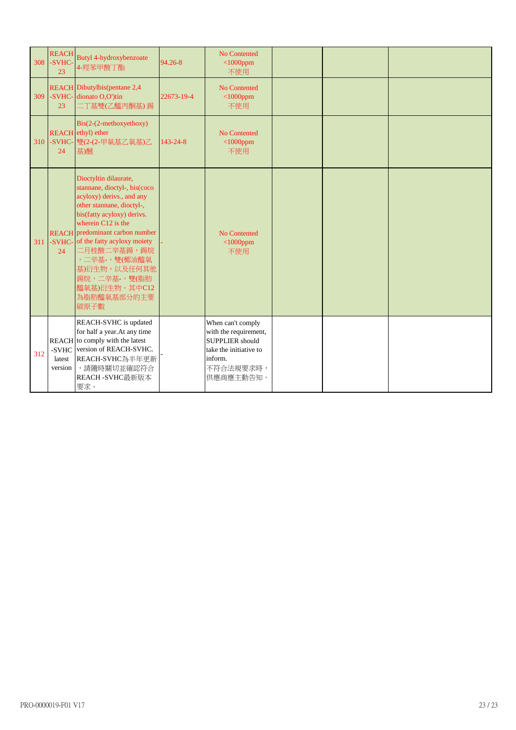| | | | | | | | |
|---|---|---|---|---|---|---|---|
| 308 | REACH-SVHC-23 | Butyl 4-hydroxybenzoate 4-羥苯甲酸丁酯 | 94.26-8 | No Contented <1000ppm 不使用 | | | |
| 309 | REACH-SVHC-23 | Dibutylbis(pentane 2,4 dionato O,O')tin 二丁基雙(乙醯丙酮基) 錫 | 22673-19-4 | No Contented <1000ppm 不使用 | | | |
| 310 | REACH-SVHC-24 | Bis(2-(2-methoxyethoxy) ethyl) ether 雙(2-(2-甲氧基乙氧基)乙基)醚 | 143-24-8 | No Contented <1000ppm 不使用 | | | |
| 311 | REACH-SVHC-24 | Dioctyltin dilaurate, stannane, dioctyl-, bis(coco acyloxy) derivs., and any other stannane, dioctyl-, bis(fatty acyloxy) derivs. wherein C12 is the predominant carbon number of the fatty acyloxy moiety 二月桂酸二辛基錫，錫烷，二辛基-，雙(椰油醯氧基)衍生物，以及任何其他錫烷，二辛基-，雙(脂肪醯氧基)衍生物。其中C12為脂肪醯氧基部分的主要碳原子數 | - | No Contented <1000ppm 不使用 | | | |
| 312 | REACH-SVHC latest version | REACH-SVHC is updated for half a year.At any time to comply with the latest version of REACH-SVHC. REACH-SVHC為半年更新，請隨時關切並確認符合REACH -SVHC最新版本要求。 | - | When can't comply with the requirement, SUPPLIER should take the initiative to inform. 不符合法規要求時，供應商應主動告知。 | | | |